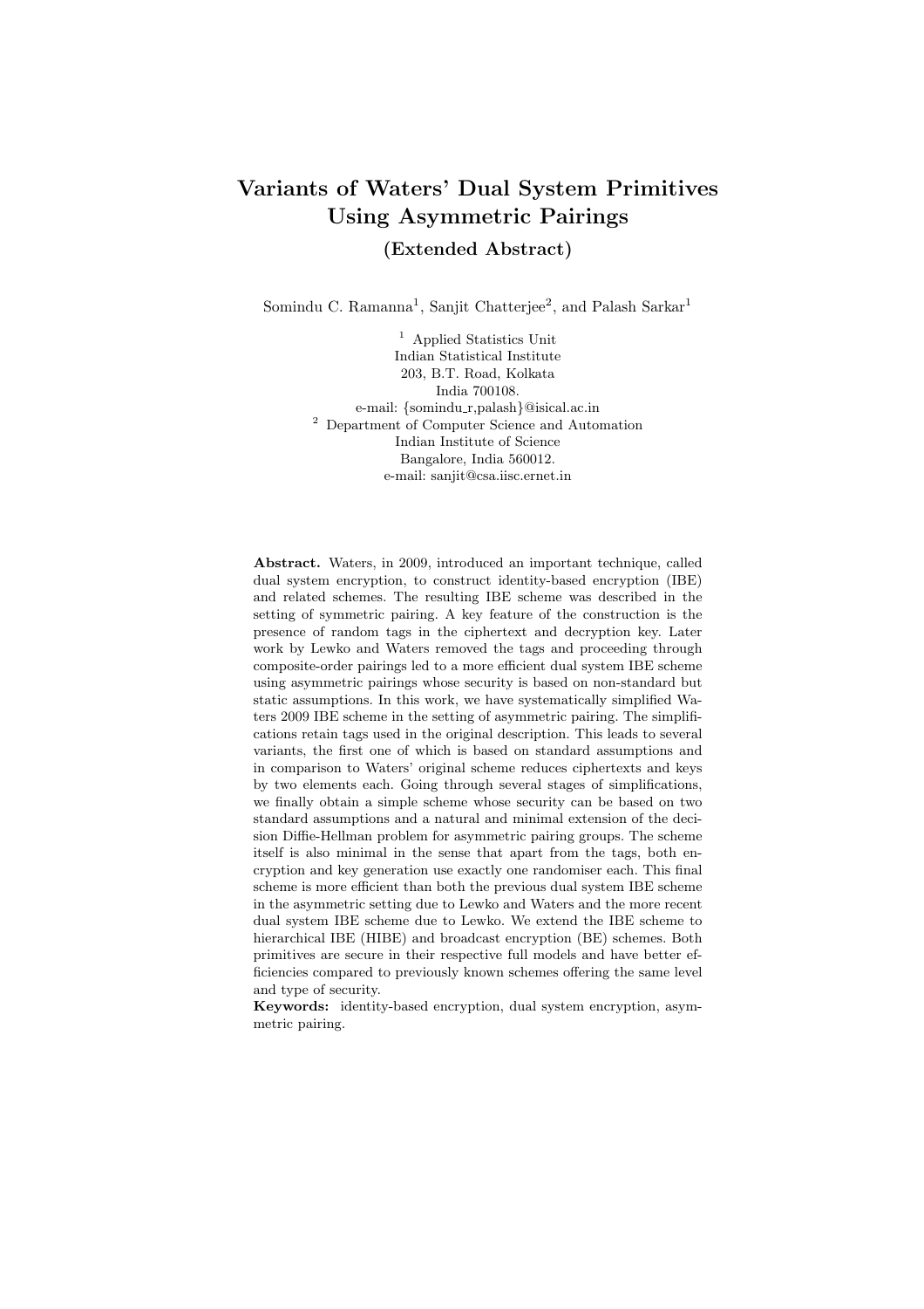# Variants of Waters' Dual System Primitives Using Asymmetric Pairings

## (Extended Abstract)

Somindu C. Ramanna[1], Sanjit Chatterjee[2], and Palash Sarkar[1]

[1] Applied Statistics Unit
Indian Statistical Institute
203, B.T. Road, Kolkata
India 700108.
e-mail: {somindu_r,palash}@isical.ac.in

[2] Department of Computer Science and Automation
Indian Institute of Science
Bangalore, India 560012.
e-mail: sanjit@csa.iisc.ernet.in

**Abstract.** Waters, in 2009, introduced an important technique, called dual system encryption, to construct identity-based encryption (IBE) and related schemes. The resulting IBE scheme was described in the setting of symmetric pairing. A key feature of the construction is the presence of random tags in the ciphertext and decryption key. Later work by Lewko and Waters removed the tags and proceeding through composite-order pairings led to a more efficient dual system IBE scheme using asymmetric pairings whose security is based on non-standard but static assumptions. In this work, we have systematically simplified Waters 2009 IBE scheme in the setting of asymmetric pairing. The simplifications retain tags used in the original description. This leads to several variants, the first one of which is based on standard assumptions and in comparison to Waters' original scheme reduces ciphertexts and keys by two elements each. Going through several stages of simplifications, we finally obtain a simple scheme whose security can be based on two standard assumptions and a natural and minimal extension of the decision Diffie-Hellman problem for asymmetric pairing groups. The scheme itself is also minimal in the sense that apart from the tags, both encryption and key generation use exactly one randomiser each. This final scheme is more efficient than both the previous dual system IBE scheme in the asymmetric setting due to Lewko and Waters and the more recent dual system IBE scheme due to Lewko. We extend the IBE scheme to hierarchical IBE (HIBE) and broadcast encryption (BE) schemes. Both primitives are secure in their respective full models and have better efficiencies compared to previously known schemes offering the same level and type of security.

**Keywords:** identity-based encryption, dual system encryption, asymmetric pairing.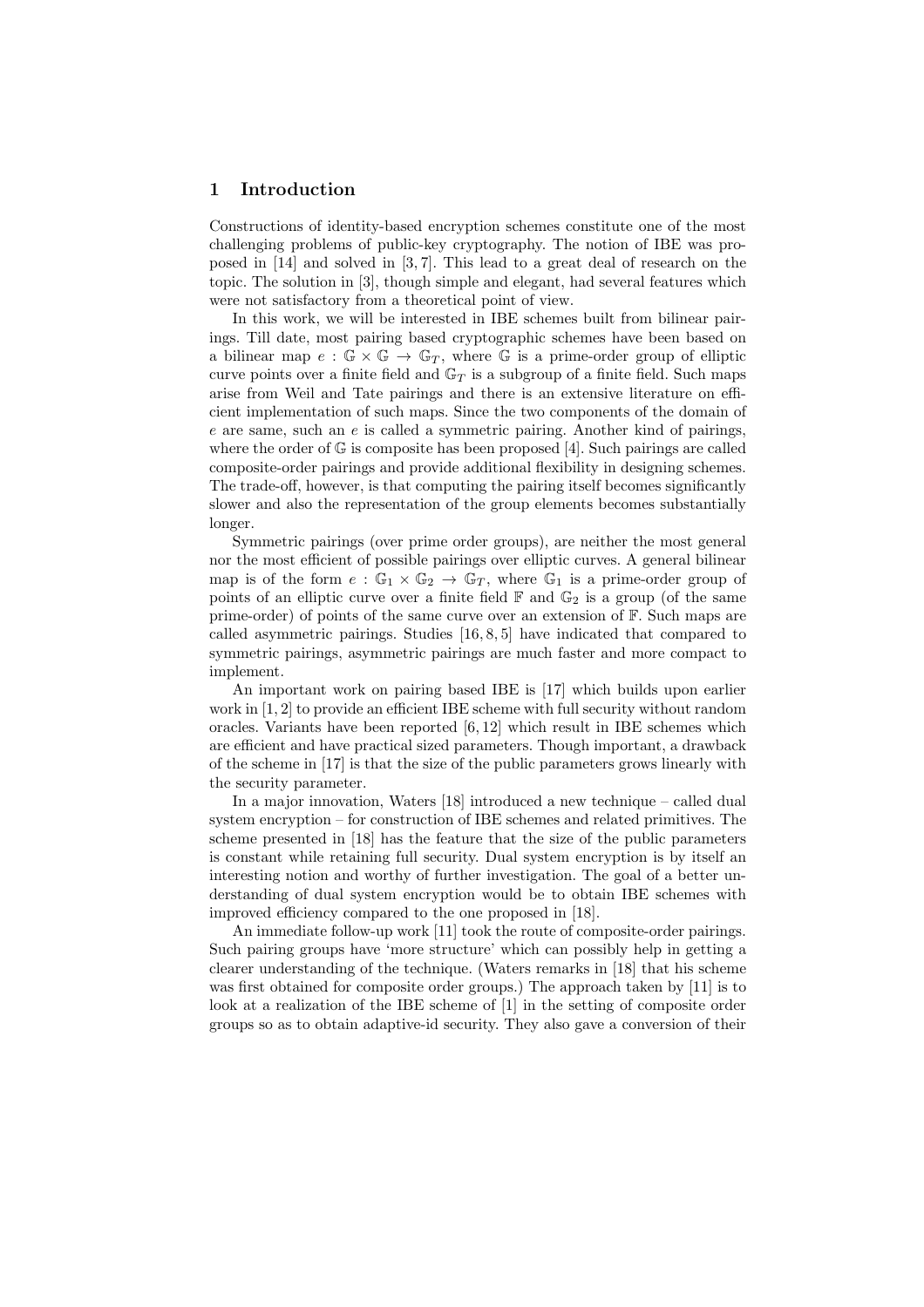## 1 Introduction

Constructions of identity-based encryption schemes constitute one of the most challenging problems of public-key cryptography. The notion of IBE was proposed in [14] and solved in [3, 7]. This lead to a great deal of research on the topic. The solution in [3], though simple and elegant, had several features which were not satisfactory from a theoretical point of view.

In this work, we will be interested in IBE schemes built from bilinear pairings. Till date, most pairing based cryptographic schemes have been based on a bilinear map $e : \mathbb{G} \times \mathbb{G} \rightarrow \mathbb{G}_T$, where $\mathbb{G}$ is a prime-order group of elliptic curve points over a finite field and $\mathbb{G}_T$ is a subgroup of a finite field. Such maps arise from Weil and Tate pairings and there is an extensive literature on efficient implementation of such maps. Since the two components of the domain of $e$ are same, such an $e$ is called a symmetric pairing. Another kind of pairings, where the order of $\mathbb{G}$ is composite has been proposed [4]. Such pairings are called composite-order pairings and provide additional flexibility in designing schemes. The trade-off, however, is that computing the pairing itself becomes significantly slower and also the representation of the group elements becomes substantially longer.

Symmetric pairings (over prime order groups), are neither the most general nor the most efficient of possible pairings over elliptic curves. A general bilinear map is of the form $e : \mathbb{G}_1 \times \mathbb{G}_2 \rightarrow \mathbb{G}_T$, where $\mathbb{G}_1$ is a prime-order group of points of an elliptic curve over a finite field $\mathbb{F}$ and $\mathbb{G}_2$ is a group (of the same prime-order) of points of the same curve over an extension of $\mathbb{F}$. Such maps are called asymmetric pairings. Studies [16, 8, 5] have indicated that compared to symmetric pairings, asymmetric pairings are much faster and more compact to implement.

An important work on pairing based IBE is [17] which builds upon earlier work in [1, 2] to provide an efficient IBE scheme with full security without random oracles. Variants have been reported [6, 12] which result in IBE schemes which are efficient and have practical sized parameters. Though important, a drawback of the scheme in [17] is that the size of the public parameters grows linearly with the security parameter.

In a major innovation, Waters [18] introduced a new technique – called dual system encryption – for construction of IBE schemes and related primitives. The scheme presented in [18] has the feature that the size of the public parameters is constant while retaining full security. Dual system encryption is by itself an interesting notion and worthy of further investigation. The goal of a better understanding of dual system encryption would be to obtain IBE schemes with improved efficiency compared to the one proposed in [18].

An immediate follow-up work [11] took the route of composite-order pairings. Such pairing groups have 'more structure' which can possibly help in getting a clearer understanding of the technique. (Waters remarks in [18] that his scheme was first obtained for composite order groups.) The approach taken by [11] is to look at a realization of the IBE scheme of [1] in the setting of composite order groups so as to obtain adaptive-id security. They also gave a conversion of their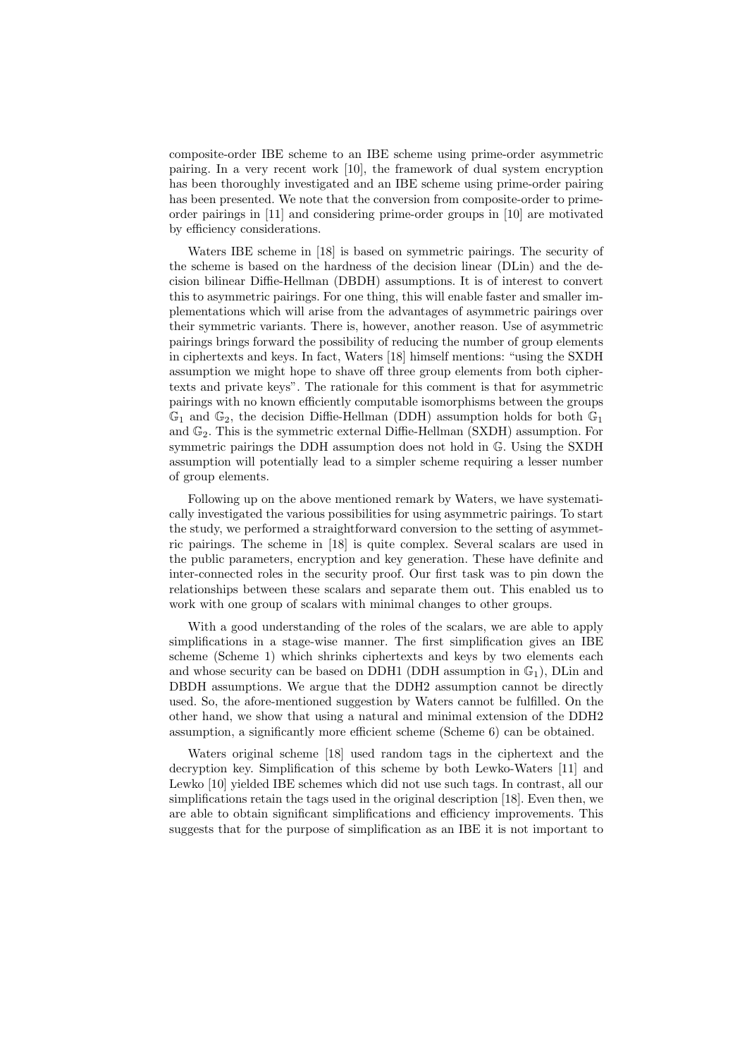composite-order IBE scheme to an IBE scheme using prime-order asymmetric pairing. In a very recent work [10], the framework of dual system encryption has been thoroughly investigated and an IBE scheme using prime-order pairing has been presented. We note that the conversion from composite-order to prime-order pairings in [11] and considering prime-order groups in [10] are motivated by efficiency considerations.

Waters IBE scheme in [18] is based on symmetric pairings. The security of the scheme is based on the hardness of the decision linear (DLin) and the decision bilinear Diffie-Hellman (DBDH) assumptions. It is of interest to convert this to asymmetric pairings. For one thing, this will enable faster and smaller implementations which will arise from the advantages of asymmetric pairings over their symmetric variants. There is, however, another reason. Use of asymmetric pairings brings forward the possibility of reducing the number of group elements in ciphertexts and keys. In fact, Waters [18] himself mentions: "using the SXDH assumption we might hope to shave off three group elements from both ciphertexts and private keys". The rationale for this comment is that for asymmetric pairings with no known efficiently computable isomorphisms between the groups $\mathbb{G}_1$ and $\mathbb{G}_2$, the decision Diffie-Hellman (DDH) assumption holds for both $\mathbb{G}_1$ and $\mathbb{G}_2$. This is the symmetric external Diffie-Hellman (SXDH) assumption. For symmetric pairings the DDH assumption does not hold in $\mathbb{G}$. Using the SXDH assumption will potentially lead to a simpler scheme requiring a lesser number of group elements.

Following up on the above mentioned remark by Waters, we have systematically investigated the various possibilities for using asymmetric pairings. To start the study, we performed a straightforward conversion to the setting of asymmetric pairings. The scheme in [18] is quite complex. Several scalars are used in the public parameters, encryption and key generation. These have definite and inter-connected roles in the security proof. Our first task was to pin down the relationships between these scalars and separate them out. This enabled us to work with one group of scalars with minimal changes to other groups.

With a good understanding of the roles of the scalars, we are able to apply simplifications in a stage-wise manner. The first simplification gives an IBE scheme (Scheme 1) which shrinks ciphertexts and keys by two elements each and whose security can be based on DDH1 (DDH assumption in $\mathbb{G}_1$), DLin and DBDH assumptions. We argue that the DDH2 assumption cannot be directly used. So, the afore-mentioned suggestion by Waters cannot be fulfilled. On the other hand, we show that using a natural and minimal extension of the DDH2 assumption, a significantly more efficient scheme (Scheme 6) can be obtained.

Waters original scheme [18] used random tags in the ciphertext and the decryption key. Simplification of this scheme by both Lewko-Waters [11] and Lewko [10] yielded IBE schemes which did not use such tags. In contrast, all our simplifications retain the tags used in the original description [18]. Even then, we are able to obtain significant simplifications and efficiency improvements. This suggests that for the purpose of simplification as an IBE it is not important to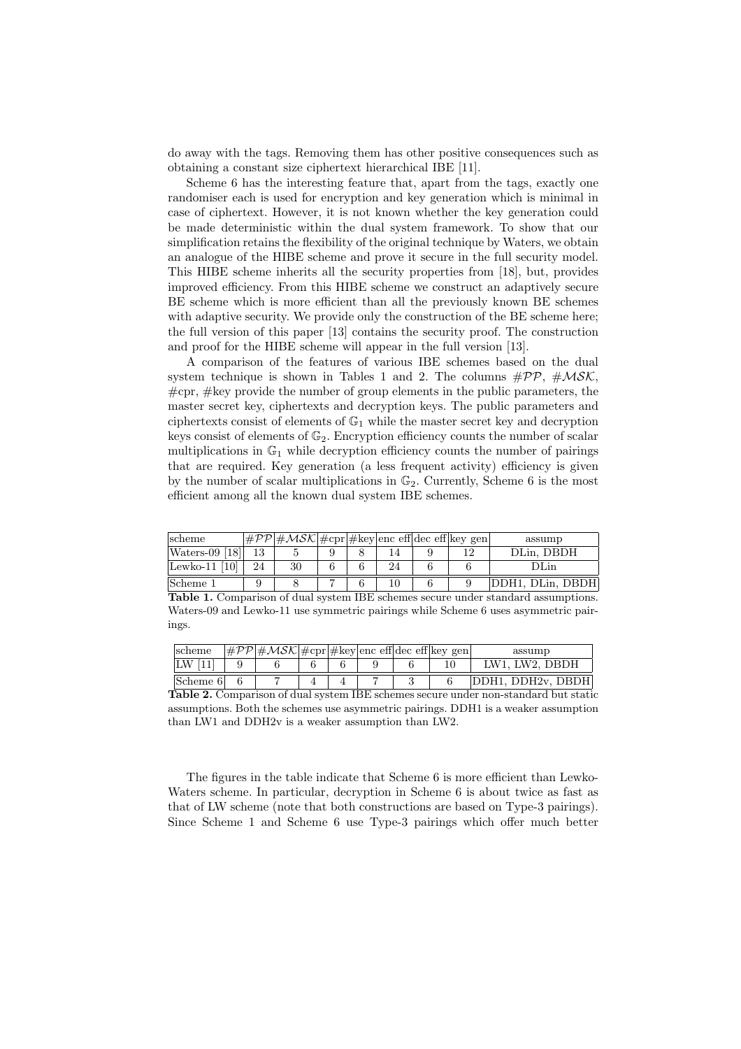do away with the tags. Removing them has other positive consequences such as obtaining a constant size ciphertext hierarchical IBE [11].

Scheme 6 has the interesting feature that, apart from the tags, exactly one randomiser each is used for encryption and key generation which is minimal in case of ciphertext. However, it is not known whether the key generation could be made deterministic within the dual system framework. To show that our simplification retains the flexibility of the original technique by Waters, we obtain an analogue of the HIBE scheme and prove it secure in the full security model. This HIBE scheme inherits all the security properties from [18], but, provides improved efficiency. From this HIBE scheme we construct an adaptively secure BE scheme which is more efficient than all the previously known BE schemes with adaptive security. We provide only the construction of the BE scheme here; the full version of this paper [13] contains the security proof. The construction and proof for the HIBE scheme will appear in the full version [13].

A comparison of the features of various IBE schemes based on the dual system technique is shown in Tables 1 and 2. The columns $\#\mathcal{PP}$, $\#\mathcal{MSK}$, #cpr, #key provide the number of group elements in the public parameters, the master secret key, ciphertexts and decryption keys. The public parameters and ciphertexts consist of elements of $\mathbb{G}_1$ while the master secret key and decryption keys consist of elements of $\mathbb{G}_2$. Encryption efficiency counts the number of scalar multiplications in $\mathbb{G}_1$ while decryption efficiency counts the number of pairings that are required. Key generation (a less frequent activity) efficiency is given by the number of scalar multiplications in $\mathbb{G}_2$. Currently, Scheme 6 is the most efficient among all the known dual system IBE schemes.

| scheme | $\#\mathcal{PP}$ | $\#\mathcal{MSK}$ | #cpr | #key | enc eff | dec eff | key gen | assump |
|---|---|---|---|---|---|---|---|---|
| Waters-09 [18] | 13 | 5 | 9 | 8 | 14 | 9 | 12 | DLin, DBDH |
| Lewko-11 [10] | 24 | 30 | 6 | 6 | 24 | 6 | 6 | DLin |
| Scheme 1 | 9 | 8 | 7 | 6 | 10 | 6 | 9 | DDH1, DLin, DBDH |

**Table 1.** Comparison of dual system IBE schemes secure under standard assumptions. Waters-09 and Lewko-11 use symmetric pairings while Scheme 6 uses asymmetric pairings.

| scheme | $\#\mathcal{PP}$ | $\#\mathcal{MSK}$ | #cpr | #key | enc eff | dec eff | key gen | assump |
|---|---|---|---|---|---|---|---|---|
| LW [11] | 9 | 6 | 6 | 6 | 9 | 6 | 10 | LW1, LW2, DBDH |
| Scheme 6 | 6 | 7 | 4 | 4 | 7 | 3 | 6 | DDH1, DDH2v, DBDH |

**Table 2.** Comparison of dual system IBE schemes secure under non-standard but static assumptions. Both the schemes use asymmetric pairings. DDH1 is a weaker assumption than LW1 and DDH2v is a weaker assumption than LW2.

The figures in the table indicate that Scheme 6 is more efficient than Lewko-Waters scheme. In particular, decryption in Scheme 6 is about twice as fast as that of LW scheme (note that both constructions are based on Type-3 pairings). Since Scheme 1 and Scheme 6 use Type-3 pairings which offer much better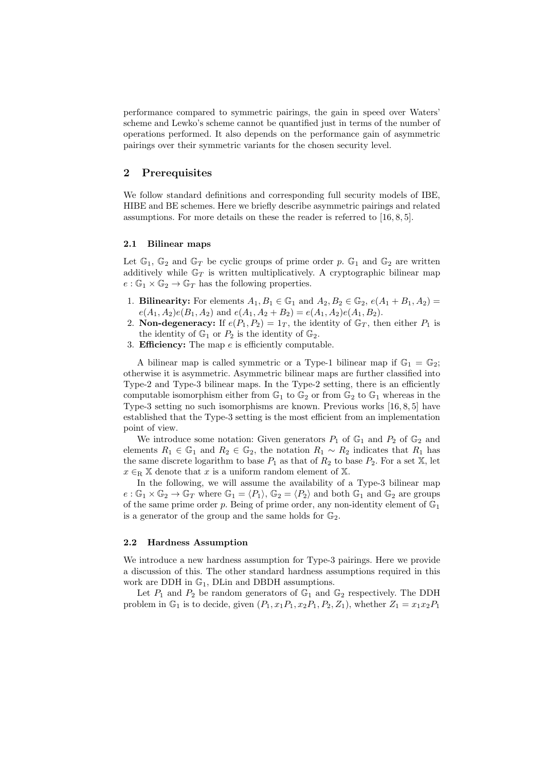performance compared to symmetric pairings, the gain in speed over Waters' scheme and Lewko's scheme cannot be quantified just in terms of the number of operations performed. It also depends on the performance gain of asymmetric pairings over their symmetric variants for the chosen security level.

## 2 Prerequisites

We follow standard definitions and corresponding full security models of IBE, HIBE and BE schemes. Here we briefly describe asymmetric pairings and related assumptions. For more details on these the reader is referred to [16, 8, 5].

### 2.1 Bilinear maps

Let $\mathbb{G}_1$, $\mathbb{G}_2$ and $\mathbb{G}_T$ be cyclic groups of prime order $p$. $\mathbb{G}_1$ and $\mathbb{G}_2$ are written additively while $\mathbb{G}_T$ is written multiplicatively. A cryptographic bilinear map $e : \mathbb{G}_1 \times \mathbb{G}_2 \to \mathbb{G}_T$ has the following properties.

1. **Bilinearity:** For elements $A_1, B_1 \in \mathbb{G}_1$ and $A_2, B_2 \in \mathbb{G}_2$, $e(A_1 + B_1, A_2) = e(A_1, A_2)e(B_1, A_2)$ and $e(A_1, A_2 + B_2) = e(A_1, A_2)e(A_1, B_2)$.
2. **Non-degeneracy:** If $e(P_1, P_2) = 1_T$, the identity of $\mathbb{G}_T$, then either $P_1$ is the identity of $\mathbb{G}_1$ or $P_2$ is the identity of $\mathbb{G}_2$.
3. **Efficiency:** The map $e$ is efficiently computable.

A bilinear map is called symmetric or a Type-1 bilinear map if $\mathbb{G}_1 = \mathbb{G}_2$; otherwise it is asymmetric. Asymmetric bilinear maps are further classified into Type-2 and Type-3 bilinear maps. In the Type-2 setting, there is an efficiently computable isomorphism either from $\mathbb{G}_1$ to $\mathbb{G}_2$ or from $\mathbb{G}_2$ to $\mathbb{G}_1$ whereas in the Type-3 setting no such isomorphisms are known. Previous works [16, 8, 5] have established that the Type-3 setting is the most efficient from an implementation point of view.

We introduce some notation: Given generators $P_1$ of $\mathbb{G}_1$ and $P_2$ of $\mathbb{G}_2$ and elements $R_1 \in \mathbb{G}_1$ and $R_2 \in \mathbb{G}_2$, the notation $R_1 \sim R_2$ indicates that $R_1$ has the same discrete logarithm to base $P_1$ as that of $R_2$ to base $P_2$. For a set $\mathbb{X}$, let $x \in_{\mathrm{R}} \mathbb{X}$ denote that $x$ is a uniform random element of $\mathbb{X}$.

In the following, we will assume the availability of a Type-3 bilinear map $e : \mathbb{G}_1 \times \mathbb{G}_2 \to \mathbb{G}_T$ where $\mathbb{G}_1 = \langle P_1 \rangle$, $\mathbb{G}_2 = \langle P_2 \rangle$ and both $\mathbb{G}_1$ and $\mathbb{G}_2$ are groups of the same prime order $p$. Being of prime order, any non-identity element of $\mathbb{G}_1$ is a generator of the group and the same holds for $\mathbb{G}_2$.

### 2.2 Hardness Assumption

We introduce a new hardness assumption for Type-3 pairings. Here we provide a discussion of this. The other standard hardness assumptions required in this work are DDH in $\mathbb{G}_1$, DLin and DBDH assumptions.

Let $P_1$ and $P_2$ be random generators of $\mathbb{G}_1$ and $\mathbb{G}_2$ respectively. The DDH problem in $\mathbb{G}_1$ is to decide, given $(P_1, x_1P_1, x_2P_1, P_2, Z_1)$, whether $Z_1 = x_1x_2P_1$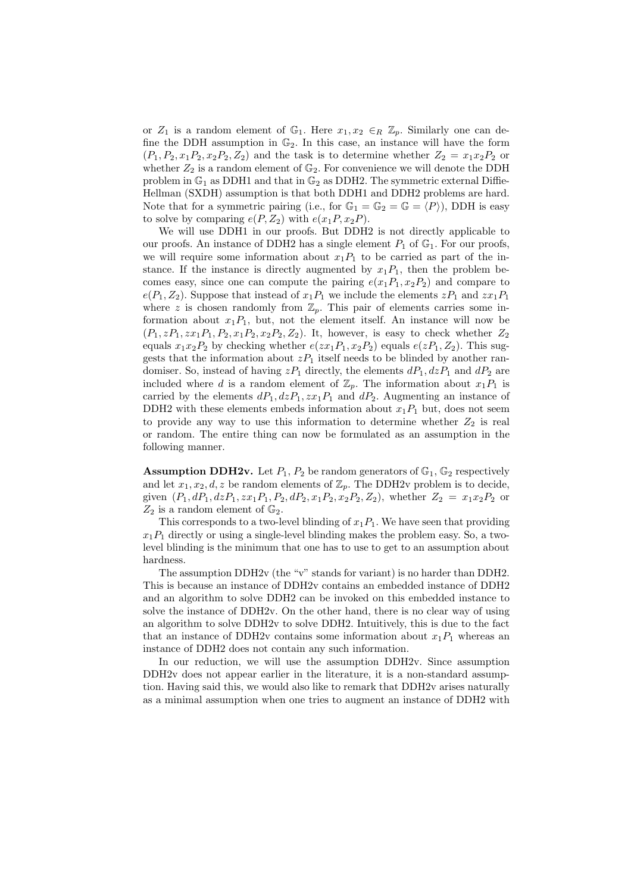or $Z_1$ is a random element of $\mathbb{G}_1$. Here $x_1, x_2 \in_R \mathbb{Z}_p$. Similarly one can define the DDH assumption in $\mathbb{G}_2$. In this case, an instance will have the form $(P_1, P_2, x_1P_2, x_2P_2, Z_2)$ and the task is to determine whether $Z_2 = x_1x_2P_2$ or whether $Z_2$ is a random element of $\mathbb{G}_2$. For convenience we will denote the DDH problem in $\mathbb{G}_1$ as DDH1 and that in $\mathbb{G}_2$ as DDH2. The symmetric external Diffie-Hellman (SXDH) assumption is that both DDH1 and DDH2 problems are hard. Note that for a symmetric pairing (i.e., for $\mathbb{G}_1 = \mathbb{G}_2 = \mathbb{G} = \langle P \rangle$), DDH is easy to solve by comparing $e(P, Z_2)$ with $e(x_1P, x_2P)$.

We will use DDH1 in our proofs. But DDH2 is not directly applicable to our proofs. An instance of DDH2 has a single element $P_1$ of $\mathbb{G}_1$. For our proofs, we will require some information about $x_1P_1$ to be carried as part of the instance. If the instance is directly augmented by $x_1P_1$, then the problem becomes easy, since one can compute the pairing $e(x_1P_1, x_2P_2)$ and compare to $e(P_1, Z_2)$. Suppose that instead of $x_1P_1$ we include the elements $zP_1$ and $zx_1P_1$ where $z$ is chosen randomly from $\mathbb{Z}_p$. This pair of elements carries some information about $x_1P_1$, but, not the element itself. An instance will now be $(P_1, zP_1, zx_1P_1, P_2, x_1P_2, x_2P_2, Z_2)$. It, however, is easy to check whether $Z_2$ equals $x_1x_2P_2$ by checking whether $e(zx_1P_1, x_2P_2)$ equals $e(zP_1, Z_2)$. This suggests that the information about $zP_1$ itself needs to be blinded by another randomiser. So, instead of having $zP_1$ directly, the elements $dP_1, dzP_1$ and $dP_2$ are included where $d$ is a random element of $\mathbb{Z}_p$. The information about $x_1P_1$ is carried by the elements $dP_1, dzP_1, zx_1P_1$ and $dP_2$. Augmenting an instance of DDH2 with these elements embeds information about $x_1P_1$ but, does not seem to provide any way to use this information to determine whether $Z_2$ is real or random. The entire thing can now be formulated as an assumption in the following manner.

**Assumption DDH2v.** Let $P_1$, $P_2$ be random generators of $\mathbb{G}_1$, $\mathbb{G}_2$ respectively and let $x_1, x_2, d, z$ be random elements of $\mathbb{Z}_p$. The DDH2v problem is to decide, given $(P_1, dP_1, dzP_1, zx_1P_1, P_2, dP_2, x_1P_2, x_2P_2, Z_2)$, whether $Z_2 = x_1x_2P_2$ or $Z_2$ is a random element of $\mathbb{G}_2$.

This corresponds to a two-level blinding of $x_1P_1$. We have seen that providing $x_1P_1$ directly or using a single-level blinding makes the problem easy. So, a two-level blinding is the minimum that one has to use to get to an assumption about hardness.

The assumption DDH2v (the "v" stands for variant) is no harder than DDH2. This is because an instance of DDH2v contains an embedded instance of DDH2 and an algorithm to solve DDH2 can be invoked on this embedded instance to solve the instance of DDH2v. On the other hand, there is no clear way of using an algorithm to solve DDH2v to solve DDH2. Intuitively, this is due to the fact that an instance of DDH2v contains some information about $x_1P_1$ whereas an instance of DDH2 does not contain any such information.

In our reduction, we will use the assumption DDH2v. Since assumption DDH2v does not appear earlier in the literature, it is a non-standard assumption. Having said this, we would also like to remark that DDH2v arises naturally as a minimal assumption when one tries to augment an instance of DDH2 with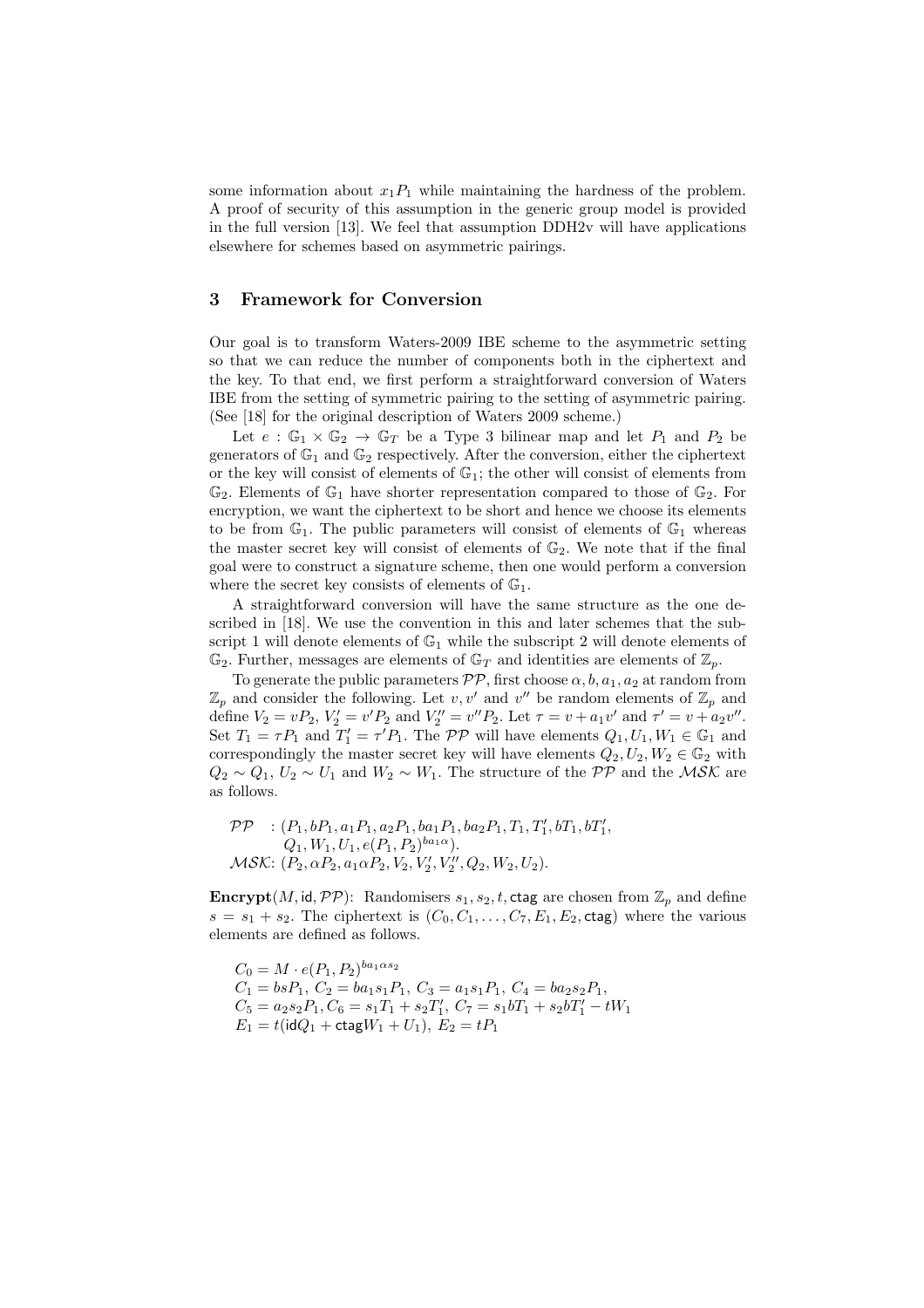some information about $x_1P_1$ while maintaining the hardness of the problem. A proof of security of this assumption in the generic group model is provided in the full version [13]. We feel that assumption DDH2v will have applications elsewhere for schemes based on asymmetric pairings.

## 3 Framework for Conversion

Our goal is to transform Waters-2009 IBE scheme to the asymmetric setting so that we can reduce the number of components both in the ciphertext and the key. To that end, we first perform a straightforward conversion of Waters IBE from the setting of symmetric pairing to the setting of asymmetric pairing. (See [18] for the original description of Waters 2009 scheme.)

Let $e : \mathbb{G}_1 \times \mathbb{G}_2 \rightarrow \mathbb{G}_T$ be a Type 3 bilinear map and let $P_1$ and $P_2$ be generators of $\mathbb{G}_1$ and $\mathbb{G}_2$ respectively. After the conversion, either the ciphertext or the key will consist of elements of $\mathbb{G}_1$; the other will consist of elements from $\mathbb{G}_2$. Elements of $\mathbb{G}_1$ have shorter representation compared to those of $\mathbb{G}_2$. For encryption, we want the ciphertext to be short and hence we choose its elements to be from $\mathbb{G}_1$. The public parameters will consist of elements of $\mathbb{G}_1$ whereas the master secret key will consist of elements of $\mathbb{G}_2$. We note that if the final goal were to construct a signature scheme, then one would perform a conversion where the secret key consists of elements of $\mathbb{G}_1$.

A straightforward conversion will have the same structure as the one described in [18]. We use the convention in this and later schemes that the subscript 1 will denote elements of $\mathbb{G}_1$ while the subscript 2 will denote elements of $\mathbb{G}_2$. Further, messages are elements of $\mathbb{G}_T$ and identities are elements of $\mathbb{Z}_p$.

To generate the public parameters $\mathcal{PP}$, first choose $\alpha, b, a_1, a_2$ at random from $\mathbb{Z}_p$ and consider the following. Let $v, v'$ and $v''$ be random elements of $\mathbb{Z}_p$ and define $V_2 = vP_2$, $V_2' = v'P_2$ and $V_2'' = v''P_2$. Let $\tau = v + a_1v'$ and $\tau' = v + a_2v''$. Set $T_1 = \tau P_1$ and $T_1' = \tau' P_1$. The $\mathcal{PP}$ will have elements $Q_1, U_1, W_1 \in \mathbb{G}_1$ and correspondingly the master secret key will have elements $Q_2, U_2, W_2 \in \mathbb{G}_2$ with $Q_2 \sim Q_1$, $U_2 \sim U_1$ and $W_2 \sim W_1$. The structure of the $\mathcal{PP}$ and the $\mathcal{MSK}$ are as follows.

$$\begin{aligned}
\mathcal{PP} \;\; &: (P_1, bP_1, a_1P_1, a_2P_1, ba_1P_1, ba_2P_1, T_1, T_1', bT_1, bT_1', \\
&\quad\; Q_1, W_1, U_1, e(P_1, P_2)^{ba_1\alpha}). \\
\mathcal{MSK}&: (P_2, \alpha P_2, a_1\alpha P_2, V_2, V_2', V_2'', Q_2, W_2, U_2).
\end{aligned}$$

**Encrypt**$(M, \mathsf{id}, \mathcal{PP})$: Randomisers $s_1, s_2, t, \mathsf{ctag}$ are chosen from $\mathbb{Z}_p$ and define $s = s_1 + s_2$. The ciphertext is $(C_0, C_1, \ldots, C_7, E_1, E_2, \mathsf{ctag})$ where the various elements are defined as follows.

$$\begin{aligned}
&C_0 = M \cdot e(P_1, P_2)^{ba_1\alpha s_2} \\
&C_1 = bsP_1,\ C_2 = ba_1s_1P_1,\ C_3 = a_1s_1P_1,\ C_4 = ba_2s_2P_1, \\
&C_5 = a_2s_2P_1, C_6 = s_1T_1 + s_2T_1',\ C_7 = s_1bT_1 + s_2bT_1' - tW_1 \\
&E_1 = t(\mathsf{id}Q_1 + \mathsf{ctag}W_1 + U_1),\ E_2 = tP_1
\end{aligned}$$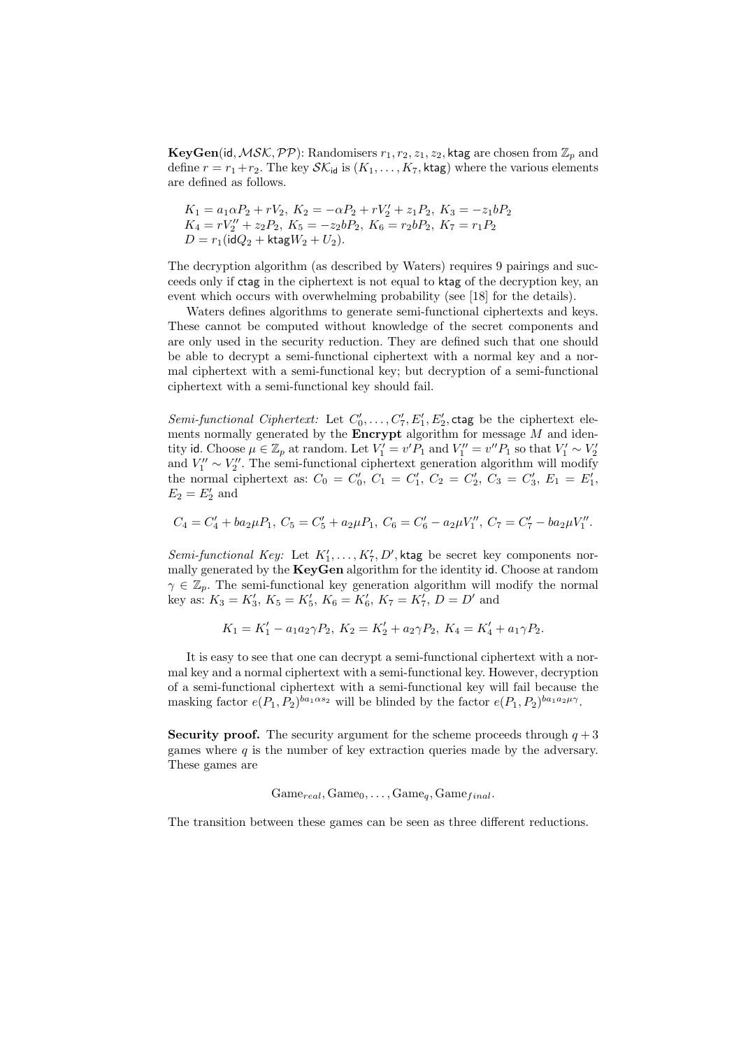**KeyGen**(id, $\mathcal{MSK}$, $\mathcal{PP}$): Randomisers $r_1, r_2, z_1, z_2, \mathsf{ktag}$ are chosen from $\mathbb{Z}_p$ and define $r = r_1 + r_2$. The key $\mathcal{SK}_{\mathsf{id}}$ is $(K_1, \ldots, K_7, \mathsf{ktag})$ where the various elements are defined as follows.

$$K_1 = a_1 \alpha P_2 + rV_2,\ K_2 = -\alpha P_2 + rV_2' + z_1 P_2,\ K_3 = -z_1 b P_2$$
$$K_4 = rV_2'' + z_2 P_2,\ K_5 = -z_2 b P_2,\ K_6 = r_2 b P_2,\ K_7 = r_1 P_2$$
$$D = r_1(\mathsf{id} Q_2 + \mathsf{ktag} W_2 + U_2).$$

The decryption algorithm (as described by Waters) requires 9 pairings and succeeds only if ctag in the ciphertext is not equal to ktag of the decryption key, an event which occurs with overwhelming probability (see [18] for the details).

Waters defines algorithms to generate semi-functional ciphertexts and keys. These cannot be computed without knowledge of the secret components and are only used in the security reduction. They are defined such that one should be able to decrypt a semi-functional ciphertext with a normal key and a normal ciphertext with a semi-functional key; but decryption of a semi-functional ciphertext with a semi-functional key should fail.

*Semi-functional Ciphertext:* Let $C_0', \ldots, C_7', E_1', E_2', \mathsf{ctag}$ be the ciphertext elements normally generated by the **Encrypt** algorithm for message $M$ and identity id. Choose $\mu \in \mathbb{Z}_p$ at random. Let $V_1' = v' P_1$ and $V_1'' = v'' P_1$ so that $V_1' \sim V_2'$ and $V_1'' \sim V_2''$. The semi-functional ciphertext generation algorithm will modify the normal ciphertext as: $C_0 = C_0'$, $C_1 = C_1'$, $C_2 = C_2'$, $C_3 = C_3'$, $E_1 = E_1'$, $E_2 = E_2'$ and

$$C_4 = C_4' + ba_2\mu P_1,\ C_5 = C_5' + a_2\mu P_1,\ C_6 = C_6' - a_2\mu V_1'',\ C_7 = C_7' - ba_2\mu V_1''.$$

*Semi-functional Key:* Let $K_1', \ldots, K_7', D', \mathsf{ktag}$ be secret key components normally generated by the **KeyGen** algorithm for the identity id. Choose at random $\gamma \in \mathbb{Z}_p$. The semi-functional key generation algorithm will modify the normal key as: $K_3 = K_3'$, $K_5 = K_5'$, $K_6 = K_6'$, $K_7 = K_7'$, $D = D'$ and

$$K_1 = K_1' - a_1 a_2 \gamma P_2,\ K_2 = K_2' + a_2 \gamma P_2,\ K_4 = K_4' + a_1 \gamma P_2.$$

It is easy to see that one can decrypt a semi-functional ciphertext with a normal key and a normal ciphertext with a semi-functional key. However, decryption of a semi-functional ciphertext with a semi-functional key will fail because the masking factor $e(P_1, P_2)^{ba_1 \alpha s_2}$ will be blinded by the factor $e(P_1, P_2)^{ba_1 a_2 \mu \gamma}$.

**Security proof.** The security argument for the scheme proceeds through $q+3$ games where $q$ is the number of key extraction queries made by the adversary. These games are

$$\mathrm{Game}_{real}, \mathrm{Game}_0, \ldots, \mathrm{Game}_q, \mathrm{Game}_{final}.$$

The transition between these games can be seen as three different reductions.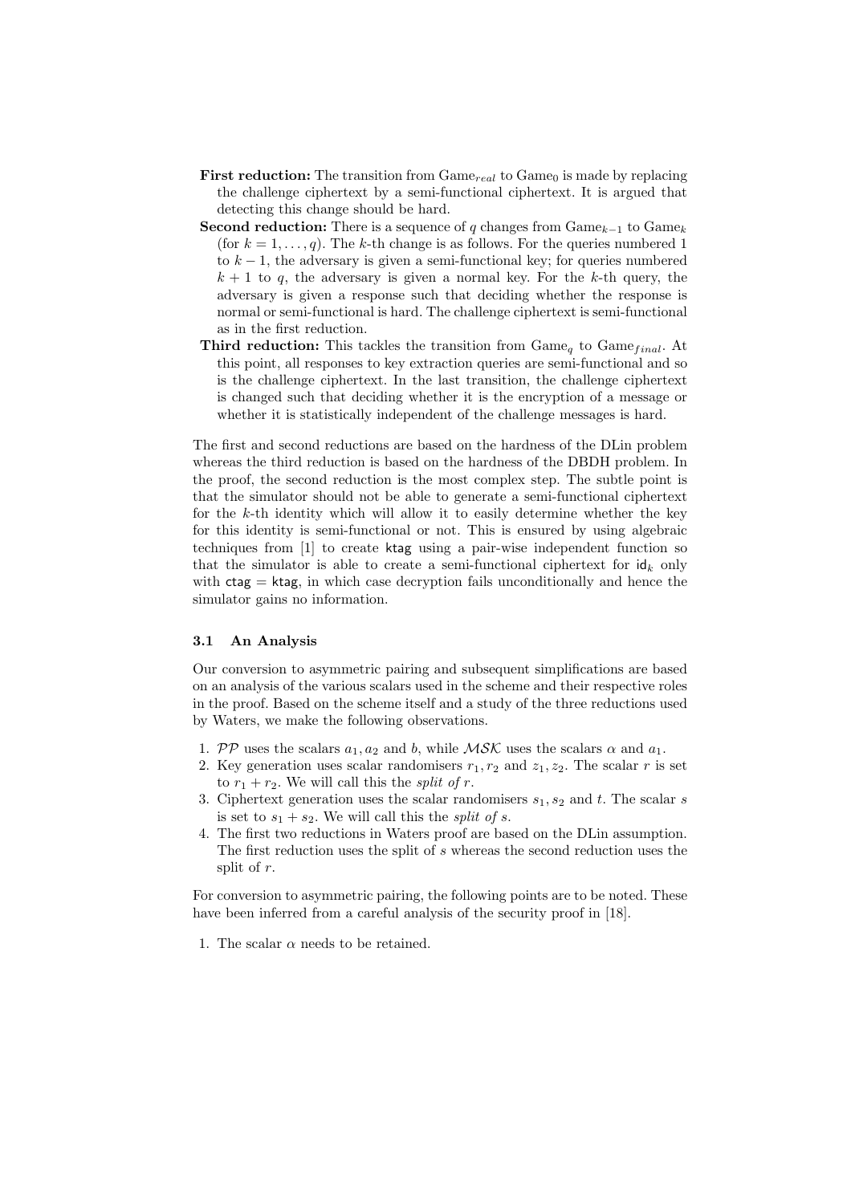**First reduction:** The transition from $\text{Game}_{real}$ to $\text{Game}_0$ is made by replacing the challenge ciphertext by a semi-functional ciphertext. It is argued that detecting this change should be hard.

**Second reduction:** There is a sequence of $q$ changes from $\text{Game}_{k-1}$ to $\text{Game}_k$ (for $k = 1, \ldots, q$). The $k$-th change is as follows. For the queries numbered 1 to $k-1$, the adversary is given a semi-functional key; for queries numbered $k+1$ to $q$, the adversary is given a normal key. For the $k$-th query, the adversary is given a response such that deciding whether the response is normal or semi-functional is hard. The challenge ciphertext is semi-functional as in the first reduction.

**Third reduction:** This tackles the transition from $\text{Game}_q$ to $\text{Game}_{final}$. At this point, all responses to key extraction queries are semi-functional and so is the challenge ciphertext. In the last transition, the challenge ciphertext is changed such that deciding whether it is the encryption of a message or whether it is statistically independent of the challenge messages is hard.

The first and second reductions are based on the hardness of the DLin problem whereas the third reduction is based on the hardness of the DBDH problem. In the proof, the second reduction is the most complex step. The subtle point is that the simulator should not be able to generate a semi-functional ciphertext for the $k$-th identity which will allow it to easily determine whether the key for this identity is semi-functional or not. This is ensured by using algebraic techniques from [1] to create $\mathsf{ktag}$ using a pair-wise independent function so that the simulator is able to create a semi-functional ciphertext for $\mathsf{id}_k$ only with $\mathsf{ctag} = \mathsf{ktag}$, in which case decryption fails unconditionally and hence the simulator gains no information.

### 3.1 An Analysis

Our conversion to asymmetric pairing and subsequent simplifications are based on an analysis of the various scalars used in the scheme and their respective roles in the proof. Based on the scheme itself and a study of the three reductions used by Waters, we make the following observations.

1. $\mathcal{PP}$ uses the scalars $a_1, a_2$ and $b$, while $\mathcal{MSK}$ uses the scalars $\alpha$ and $a_1$.
2. Key generation uses scalar randomisers $r_1, r_2$ and $z_1, z_2$. The scalar $r$ is set to $r_1 + r_2$. We will call this the *split of* $r$.
3. Ciphertext generation uses the scalar randomisers $s_1, s_2$ and $t$. The scalar $s$ is set to $s_1 + s_2$. We will call this the *split of* $s$.
4. The first two reductions in Waters proof are based on the DLin assumption. The first reduction uses the split of $s$ whereas the second reduction uses the split of $r$.

For conversion to asymmetric pairing, the following points are to be noted. These have been inferred from a careful analysis of the security proof in [18].

1. The scalar $\alpha$ needs to be retained.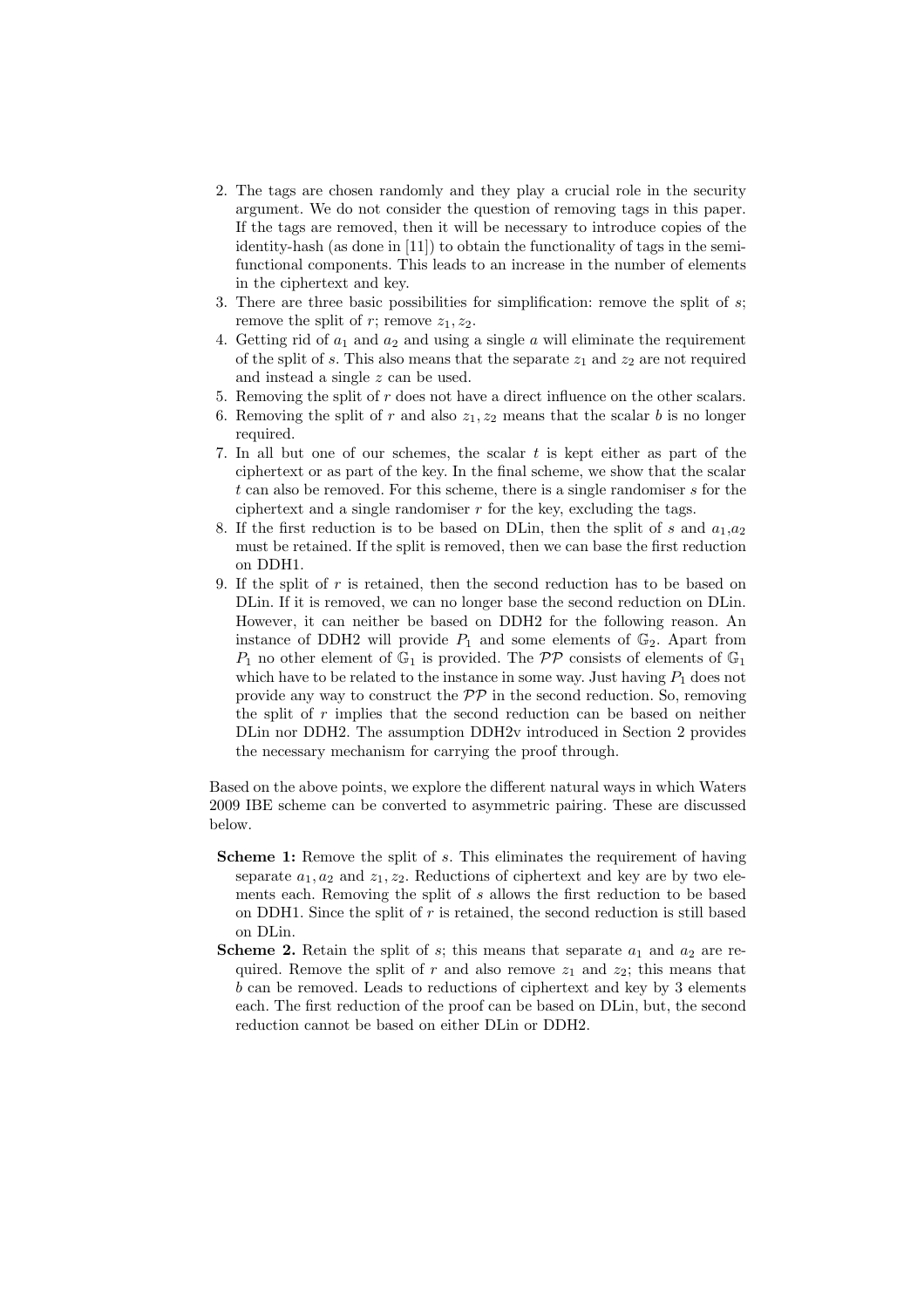2. The tags are chosen randomly and they play a crucial role in the security argument. We do not consider the question of removing tags in this paper. If the tags are removed, then it will be necessary to introduce copies of the identity-hash (as done in [11]) to obtain the functionality of tags in the semi-functional components. This leads to an increase in the number of elements in the ciphertext and key.
3. There are three basic possibilities for simplification: remove the split of $s$; remove the split of $r$; remove $z_1, z_2$.
4. Getting rid of $a_1$ and $a_2$ and using a single $a$ will eliminate the requirement of the split of $s$. This also means that the separate $z_1$ and $z_2$ are not required and instead a single $z$ can be used.
5. Removing the split of $r$ does not have a direct influence on the other scalars.
6. Removing the split of $r$ and also $z_1, z_2$ means that the scalar $b$ is no longer required.
7. In all but one of our schemes, the scalar $t$ is kept either as part of the ciphertext or as part of the key. In the final scheme, we show that the scalar $t$ can also be removed. For this scheme, there is a single randomiser $s$ for the ciphertext and a single randomiser $r$ for the key, excluding the tags.
8. If the first reduction is to be based on DLin, then the split of $s$ and $a_1$,$a_2$ must be retained. If the split is removed, then we can base the first reduction on DDH1.
9. If the split of $r$ is retained, then the second reduction has to be based on DLin. If it is removed, we can no longer base the second reduction on DLin. However, it can neither be based on DDH2 for the following reason. An instance of DDH2 will provide $P_1$ and some elements of $\mathbb{G}_2$. Apart from $P_1$ no other element of $\mathbb{G}_1$ is provided. The $\mathcal{PP}$ consists of elements of $\mathbb{G}_1$ which have to be related to the instance in some way. Just having $P_1$ does not provide any way to construct the $\mathcal{PP}$ in the second reduction. So, removing the split of $r$ implies that the second reduction can be based on neither DLin nor DDH2. The assumption DDH2v introduced in Section 2 provides the necessary mechanism for carrying the proof through.

Based on the above points, we explore the different natural ways in which Waters 2009 IBE scheme can be converted to asymmetric pairing. These are discussed below.

- **Scheme 1:** Remove the split of $s$. This eliminates the requirement of having separate $a_1, a_2$ and $z_1, z_2$. Reductions of ciphertext and key are by two elements each. Removing the split of $s$ allows the first reduction to be based on DDH1. Since the split of $r$ is retained, the second reduction is still based on DLin.
- **Scheme 2.** Retain the split of $s$; this means that separate $a_1$ and $a_2$ are required. Remove the split of $r$ and also remove $z_1$ and $z_2$; this means that $b$ can be removed. Leads to reductions of ciphertext and key by 3 elements each. The first reduction of the proof can be based on DLin, but, the second reduction cannot be based on either DLin or DDH2.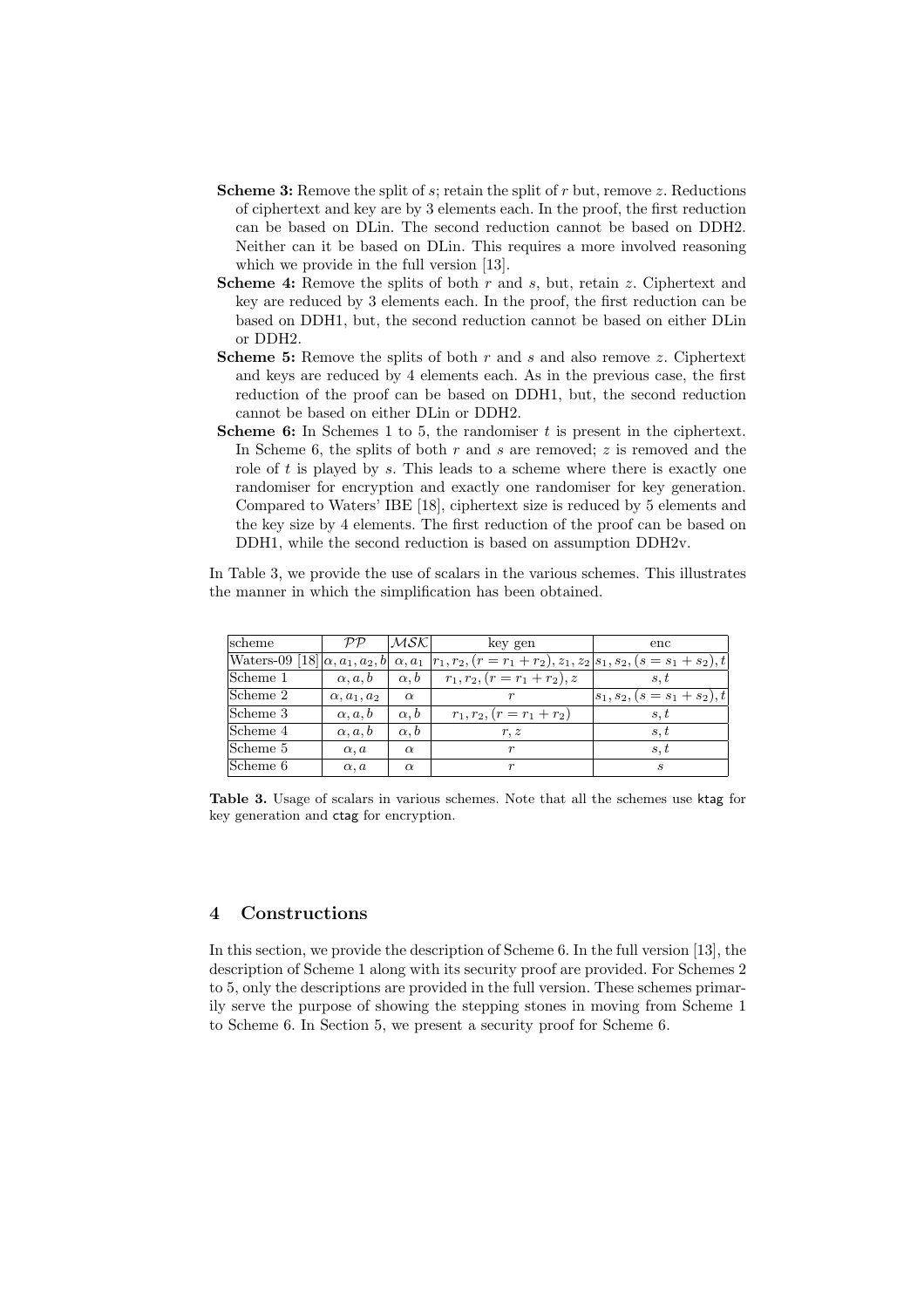- **Scheme 3:** Remove the split of $s$; retain the split of $r$ but, remove $z$. Reductions of ciphertext and key are by 3 elements each. In the proof, the first reduction can be based on DLin. The second reduction cannot be based on DDH2. Neither can it be based on DLin. This requires a more involved reasoning which we provide in the full version [13].
- **Scheme 4:** Remove the splits of both $r$ and $s$, but, retain $z$. Ciphertext and key are reduced by 3 elements each. In the proof, the first reduction can be based on DDH1, but, the second reduction cannot be based on either DLin or DDH2.
- **Scheme 5:** Remove the splits of both $r$ and $s$ and also remove $z$. Ciphertext and keys are reduced by 4 elements each. As in the previous case, the first reduction of the proof can be based on DDH1, but, the second reduction cannot be based on either DLin or DDH2.
- **Scheme 6:** In Schemes 1 to 5, the randomiser $t$ is present in the ciphertext. In Scheme 6, the splits of both $r$ and $s$ are removed; $z$ is removed and the role of $t$ is played by $s$. This leads to a scheme where there is exactly one randomiser for encryption and exactly one randomiser for key generation. Compared to Waters' IBE [18], ciphertext size is reduced by 5 elements and the key size by 4 elements. The first reduction of the proof can be based on DDH1, while the second reduction is based on assumption DDH2v.

In Table 3, we provide the use of scalars in the various schemes. This illustrates the manner in which the simplification has been obtained.

| scheme | $\mathcal{PP}$ | $\mathcal{MSK}$ | key gen | enc |
|---|---|---|---|---|
| Waters-09 [18] | $\alpha, a_1, a_2, b$ | $\alpha, a_1$ | $r_1, r_2, (r = r_1 + r_2), z_1, z_2$ | $s_1, s_2, (s = s_1 + s_2), t$ |
| Scheme 1 | $\alpha, a, b$ | $\alpha, b$ | $r_1, r_2, (r = r_1 + r_2), z$ | $s, t$ |
| Scheme 2 | $\alpha, a_1, a_2$ | $\alpha$ | $r$ | $s_1, s_2, (s = s_1 + s_2), t$ |
| Scheme 3 | $\alpha, a, b$ | $\alpha, b$ | $r_1, r_2, (r = r_1 + r_2)$ | $s, t$ |
| Scheme 4 | $\alpha, a, b$ | $\alpha, b$ | $r, z$ | $s, t$ |
| Scheme 5 | $\alpha, a$ | $\alpha$ | $r$ | $s, t$ |
| Scheme 6 | $\alpha, a$ | $\alpha$ | $r$ | $s$ |

**Table 3.** Usage of scalars in various schemes. Note that all the schemes use ktag for key generation and ctag for encryption.

## 4 Constructions

In this section, we provide the description of Scheme 6. In the full version [13], the description of Scheme 1 along with its security proof are provided. For Schemes 2 to 5, only the descriptions are provided in the full version. These schemes primarily serve the purpose of showing the stepping stones in moving from Scheme 1 to Scheme 6. In Section 5, we present a security proof for Scheme 6.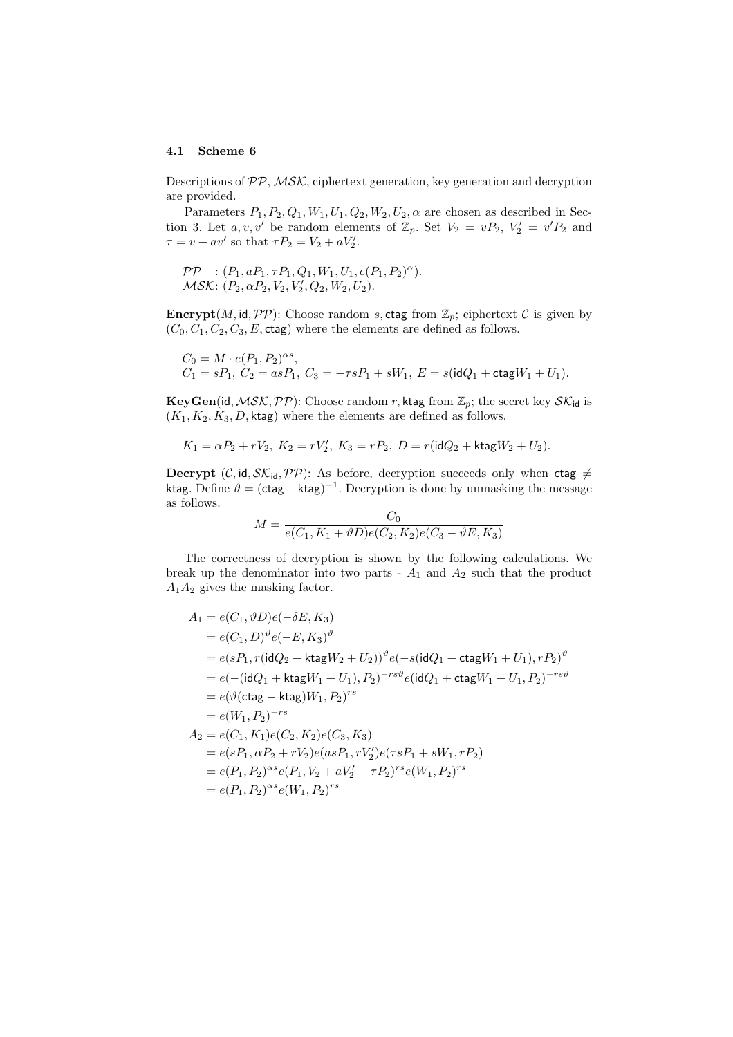### 4.1 Scheme 6

Descriptions of $\mathcal{PP}$, $\mathcal{MSK}$, ciphertext generation, key generation and decryption are provided.

Parameters $P_1, P_2, Q_1, W_1, U_1, Q_2, W_2, U_2, \alpha$ are chosen as described in Section 3. Let $a, v, v'$ be random elements of $\mathbb{Z}_p$. Set $V_2 = vP_2$, $V_2' = v'P_2$ and $\tau = v + av'$ so that $\tau P_2 = V_2 + aV_2'$.

$\mathcal{PP}$ : $(P_1, aP_1, \tau P_1, Q_1, W_1, U_1, e(P_1, P_2)^\alpha)$.
$\mathcal{MSK}$: $(P_2, \alpha P_2, V_2, V_2', Q_2, W_2, U_2)$.

**Encrypt**($M, \mathsf{id}, \mathcal{PP}$): Choose random $s, \mathsf{ctag}$ from $\mathbb{Z}_p$; ciphertext $\mathcal{C}$ is given by $(C_0, C_1, C_2, C_3, E, \mathsf{ctag})$ where the elements are defined as follows.

$C_0 = M \cdot e(P_1, P_2)^{\alpha s}$,
$C_1 = sP_1,\ C_2 = asP_1,\ C_3 = -\tau s P_1 + sW_1,\ E = s(\mathsf{id}Q_1 + \mathsf{ctag}W_1 + U_1)$.

**KeyGen**($\mathsf{id}, \mathcal{MSK}, \mathcal{PP}$): Choose random $r, \mathsf{ktag}$ from $\mathbb{Z}_p$; the secret key $\mathcal{SK}_{\mathsf{id}}$ is $(K_1, K_2, K_3, D, \mathsf{ktag})$ where the elements are defined as follows.

$K_1 = \alpha P_2 + rV_2,\ K_2 = rV_2',\ K_3 = rP_2,\ D = r(\mathsf{id}Q_2 + \mathsf{ktag}W_2 + U_2)$.

**Decrypt** ($\mathcal{C}, \mathsf{id}, \mathcal{SK}_{\mathsf{id}}, \mathcal{PP}$): As before, decryption succeeds only when $\mathsf{ctag} \neq \mathsf{ktag}$. Define $\vartheta = (\mathsf{ctag} - \mathsf{ktag})^{-1}$. Decryption is done by unmasking the message as follows.

$$M = \frac{C_0}{e(C_1, K_1 + \vartheta D)e(C_2, K_2)e(C_3 - \vartheta E, K_3)}$$

The correctness of decryption is shown by the following calculations. We break up the denominator into two parts - $A_1$ and $A_2$ such that the product $A_1 A_2$ gives the masking factor.

$$\begin{aligned}
A_1 &= e(C_1, \vartheta D)e(-\delta E, K_3)\\
&= e(C_1, D)^\vartheta e(-E, K_3)^\vartheta\\
&= e(sP_1, r(\mathsf{id}Q_2 + \mathsf{ktag}W_2 + U_2))^\vartheta e(-s(\mathsf{id}Q_1 + \mathsf{ctag}W_1 + U_1), rP_2)^\vartheta\\
&= e(-(\mathsf{id}Q_1 + \mathsf{ktag}W_1 + U_1), P_2)^{-rs\vartheta} e(\mathsf{id}Q_1 + \mathsf{ctag}W_1 + U_1, P_2)^{-rs\vartheta}\\
&= e(\vartheta(\mathsf{ctag} - \mathsf{ktag})W_1, P_2)^{rs}\\
&= e(W_1, P_2)^{-rs}\\
A_2 &= e(C_1, K_1)e(C_2, K_2)e(C_3, K_3)\\
&= e(sP_1, \alpha P_2 + rV_2)e(asP_1, rV_2')e(\tau s P_1 + sW_1, rP_2)\\
&= e(P_1, P_2)^{\alpha s} e(P_1, V_2 + aV_2' - \tau P_2)^{rs} e(W_1, P_2)^{rs}\\
&= e(P_1, P_2)^{\alpha s} e(W_1, P_2)^{rs}
\end{aligned}$$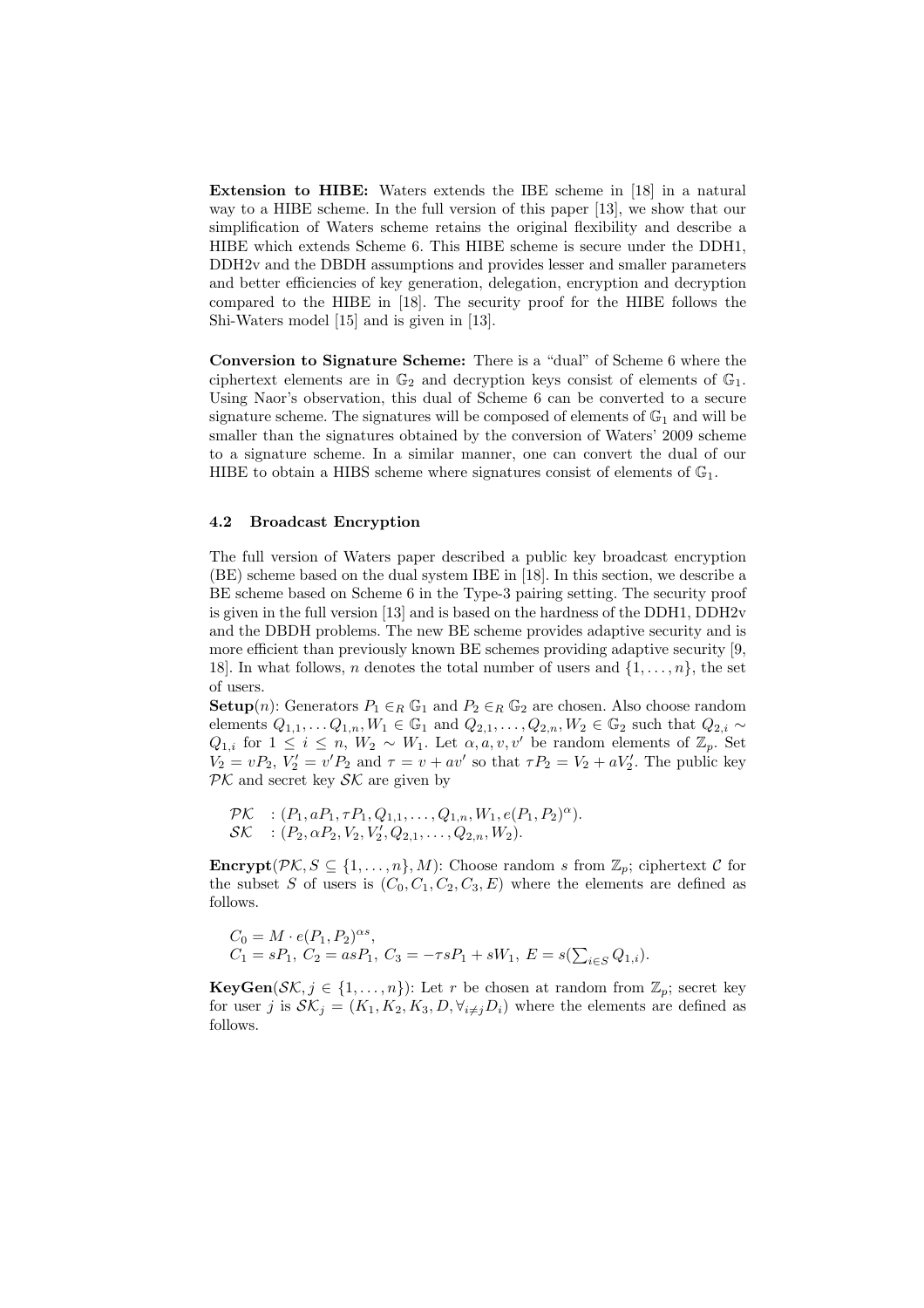**Extension to HIBE:** Waters extends the IBE scheme in [18] in a natural way to a HIBE scheme. In the full version of this paper [13], we show that our simplification of Waters scheme retains the original flexibility and describe a HIBE which extends Scheme 6. This HIBE scheme is secure under the DDH1, DDH2v and the DBDH assumptions and provides lesser and smaller parameters and better efficiencies of key generation, delegation, encryption and decryption compared to the HIBE in [18]. The security proof for the HIBE follows the Shi-Waters model [15] and is given in [13].

**Conversion to Signature Scheme:** There is a "dual" of Scheme 6 where the ciphertext elements are in $\mathbb{G}_2$ and decryption keys consist of elements of $\mathbb{G}_1$. Using Naor's observation, this dual of Scheme 6 can be converted to a secure signature scheme. The signatures will be composed of elements of $\mathbb{G}_1$ and will be smaller than the signatures obtained by the conversion of Waters' 2009 scheme to a signature scheme. In a similar manner, one can convert the dual of our HIBE to obtain a HIBS scheme where signatures consist of elements of $\mathbb{G}_1$.

### 4.2 Broadcast Encryption

The full version of Waters paper described a public key broadcast encryption (BE) scheme based on the dual system IBE in [18]. In this section, we describe a BE scheme based on Scheme 6 in the Type-3 pairing setting. The security proof is given in the full version [13] and is based on the hardness of the DDH1, DDH2v and the DBDH problems. The new BE scheme provides adaptive security and is more efficient than previously known BE schemes providing adaptive security [9, 18]. In what follows, $n$ denotes the total number of users and $\{1, \ldots, n\}$, the set of users.

**Setup**($n$): Generators $P_1 \in_R \mathbb{G}_1$ and $P_2 \in_R \mathbb{G}_2$ are chosen. Also choose random elements $Q_{1,1}, \ldots Q_{1,n}, W_1 \in \mathbb{G}_1$ and $Q_{2,1}, \ldots, Q_{2,n}, W_2 \in \mathbb{G}_2$ such that $Q_{2,i} \sim Q_{1,i}$ for $1 \leq i \leq n$, $W_2 \sim W_1$. Let $\alpha, a, v, v'$ be random elements of $\mathbb{Z}_p$. Set $V_2 = vP_2$, $V_2' = v'P_2$ and $\tau = v + av'$ so that $\tau P_2 = V_2 + aV_2'$. The public key $\mathcal{PK}$ and secret key $\mathcal{SK}$ are given by

$$
\begin{aligned}
\mathcal{PK} &: (P_1, aP_1, \tau P_1, Q_{1,1}, \ldots, Q_{1,n}, W_1, e(P_1, P_2)^{\alpha}). \\
\mathcal{SK} &: (P_2, \alpha P_2, V_2, V_2', Q_{2,1}, \ldots, Q_{2,n}, W_2).
\end{aligned}
$$

**Encrypt**($\mathcal{PK}, S \subseteq \{1, \ldots, n\}, M$): Choose random $s$ from $\mathbb{Z}_p$; ciphertext $\mathcal{C}$ for the subset $S$ of users is $(C_0, C_1, C_2, C_3, E)$ where the elements are defined as follows.

$$
\begin{aligned}
&C_0 = M \cdot e(P_1, P_2)^{\alpha s}, \\
&C_1 = sP_1,\ C_2 = asP_1,\ C_3 = -\tau sP_1 + sW_1,\ E = s(\textstyle\sum_{i \in S} Q_{1,i}).
\end{aligned}
$$

**KeyGen**($\mathcal{SK}, j \in \{1, \ldots, n\}$): Let $r$ be chosen at random from $\mathbb{Z}_p$; secret key for user $j$ is $\mathcal{SK}_j = (K_1, K_2, K_3, D, \forall_{i \neq j} D_i)$ where the elements are defined as follows.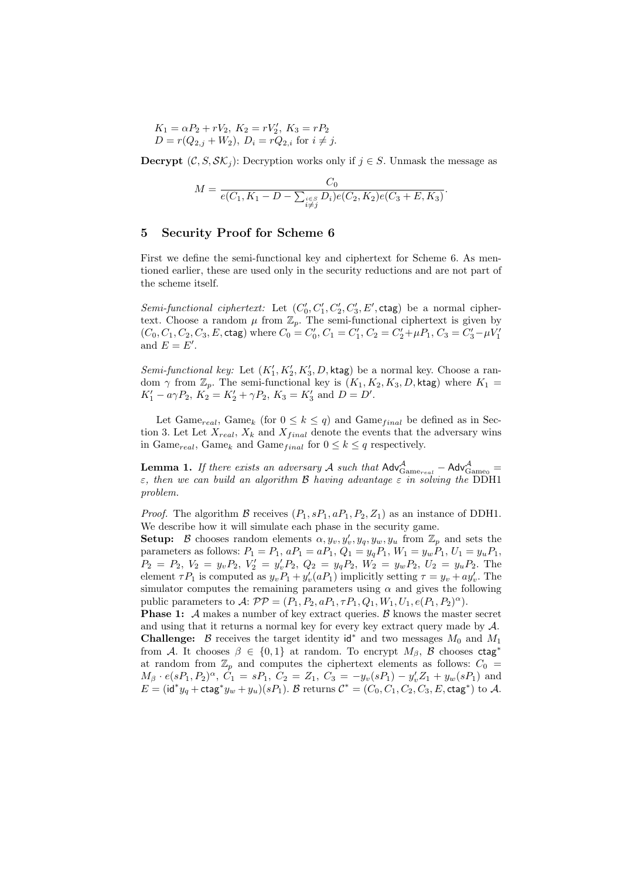$K_1 = \alpha P_2 + rV_2,\ K_2 = rV_2',\ K_3 = rP_2$
$D = r(Q_{2,j} + W_2),\ D_i = rQ_{2,i}$ for $i \neq j$.

**Decrypt** $(\mathcal{C}, S, \mathcal{SK}_j)$: Decryption works only if $j \in S$. Unmask the message as

$$M = \frac{C_0}{e(C_1, K_1 - D - \sum_{\substack{i \in S \\ i \neq j}} D_i) e(C_2, K_2) e(C_3 + E, K_3)}.$$

## 5 Security Proof for Scheme 6

First we define the semi-functional key and ciphertext for Scheme 6. As mentioned earlier, these are used only in the security reductions and are not part of the scheme itself.

*Semi-functional ciphertext:* Let $(C_0', C_1', C_2', C_3', E', \mathsf{ctag})$ be a normal ciphertext. Choose a random $\mu$ from $\mathbb{Z}_p$. The semi-functional ciphertext is given by $(C_0, C_1, C_2, C_3, E, \mathsf{ctag})$ where $C_0 = C_0'$, $C_1 = C_1'$, $C_2 = C_2' + \mu P_1$, $C_3 = C_3' - \mu V_1'$ and $E = E'$.

*Semi-functional key:* Let $(K_1', K_2', K_3', D, \mathsf{ktag})$ be a normal key. Choose a random $\gamma$ from $\mathbb{Z}_p$. The semi-functional key is $(K_1, K_2, K_3, D, \mathsf{ktag})$ where $K_1 = K_1' - a\gamma P_2$, $K_2 = K_2' + \gamma P_2$, $K_3 = K_3'$ and $D = D'$.

Let Game$_{real}$, Game$_k$ (for $0 \leq k \leq q$) and Game$_{final}$ be defined as in Section 3. Let Let $X_{real}$, $X_k$ and $X_{final}$ denote the events that the adversary wins in Game$_{real}$, Game$_k$ and Game$_{final}$ for $0 \leq k \leq q$ respectively.

**Lemma 1.** *If there exists an adversary $\mathcal{A}$ such that $\mathsf{Adv}^{\mathcal{A}}_{\mathrm{Game}_{real}} - \mathsf{Adv}^{\mathcal{A}}_{\mathrm{Game}_0} = \varepsilon$, then we can build an algorithm $\mathcal{B}$ having advantage $\varepsilon$ in solving the* DDH1 *problem.*

*Proof.* The algorithm $\mathcal{B}$ receives $(P_1, sP_1, aP_1, P_2, Z_1)$ as an instance of DDH1. We describe how it will simulate each phase in the security game.
**Setup:** $\mathcal{B}$ chooses random elements $\alpha, y_v, y_v', y_q, y_w, y_u$ from $\mathbb{Z}_p$ and sets the parameters as follows: $P_1 = P_1$, $aP_1 = aP_1$, $Q_1 = y_q P_1$, $W_1 = y_w P_1$, $U_1 = y_u P_1$, $P_2 = P_2$, $V_2 = y_v P_2$, $V_2' = y_v' P_2$, $Q_2 = y_q P_2$, $W_2 = y_w P_2$, $U_2 = y_u P_2$. The element $\tau P_1$ is computed as $y_v P_1 + y_v'(aP_1)$ implicitly setting $\tau = y_v + a y_v'$. The simulator computes the remaining parameters using $\alpha$ and gives the following public parameters to $\mathcal{A}$: $\mathcal{PP} = (P_1, P_2, aP_1, \tau P_1, Q_1, W_1, U_1, e(P_1, P_2)^\alpha)$.
**Phase 1:** $\mathcal{A}$ makes a number of key extract queries. $\mathcal{B}$ knows the master secret and using that it returns a normal key for every key extract query made by $\mathcal{A}$.
**Challenge:** $\mathcal{B}$ receives the target identity $\mathsf{id}^*$ and two messages $M_0$ and $M_1$ from $\mathcal{A}$. It chooses $\beta \in \{0, 1\}$ at random. To encrypt $M_\beta$, $\mathcal{B}$ chooses $\mathsf{ctag}^*$ at random from $\mathbb{Z}_p$ and computes the ciphertext elements as follows: $C_0 = M_\beta \cdot e(sP_1, P_2)^\alpha$, $C_1 = sP_1$, $C_2 = Z_1$, $C_3 = -y_v(sP_1) - y_v' Z_1 + y_w(sP_1)$ and $E = (\mathsf{id}^* y_q + \mathsf{ctag}^* y_w + y_u)(sP_1)$. $\mathcal{B}$ returns $\mathcal{C}^* = (C_0, C_1, C_2, C_3, E, \mathsf{ctag}^*)$ to $\mathcal{A}$.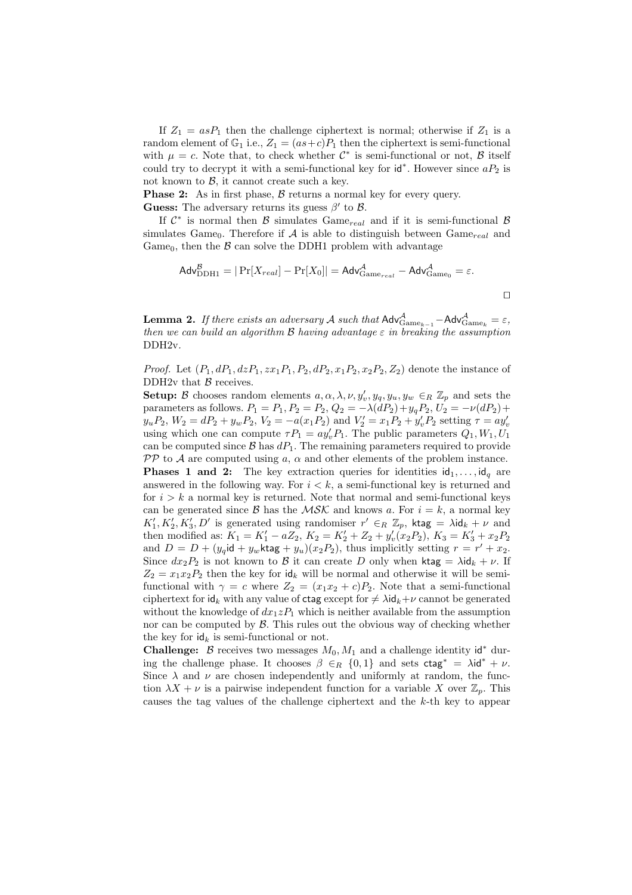If $Z_1 = asP_1$ then the challenge ciphertext is normal; otherwise if $Z_1$ is a random element of $\mathbb{G}_1$ i.e., $Z_1 = (as+c)P_1$ then the ciphertext is semi-functional with $\mu = c$. Note that, to check whether $\mathcal{C}^*$ is semi-functional or not, $\mathcal{B}$ itself could try to decrypt it with a semi-functional key for $\mathsf{id}^*$. However since $aP_2$ is not known to $\mathcal{B}$, it cannot create such a key.

**Phase 2:** As in first phase, $\mathcal{B}$ returns a normal key for every query.

**Guess:** The adversary returns its guess $\beta'$ to $\mathcal{B}$.

If $\mathcal{C}^*$ is normal then $\mathcal{B}$ simulates $\text{Game}_{real}$ and if it is semi-functional $\mathcal{B}$ simulates $\text{Game}_0$. Therefore if $\mathcal{A}$ is able to distinguish between $\text{Game}_{real}$ and $\text{Game}_0$, then the $\mathcal{B}$ can solve the DDH1 problem with advantage

$$\mathsf{Adv}^{\mathcal{B}}_{\text{DDH1}} = |\Pr[X_{real}] - \Pr[X_0]| = \mathsf{Adv}^{\mathcal{A}}_{\text{Game}_{real}} - \mathsf{Adv}^{\mathcal{A}}_{\text{Game}_0} = \varepsilon.$$

□

**Lemma 2.** *If there exists an adversary $\mathcal{A}$ such that $\mathsf{Adv}^{\mathcal{A}}_{\text{Game}_{k-1}} - \mathsf{Adv}^{\mathcal{A}}_{\text{Game}_k} = \varepsilon$, then we can build an algorithm $\mathcal{B}$ having advantage $\varepsilon$ in breaking the assumption* DDH2v.

*Proof.* Let $(P_1, dP_1, dzP_1, zx_1P_1, P_2, dP_2, x_1P_2, x_2P_2, Z_2)$ denote the instance of DDH2v that $\mathcal{B}$ receives.

**Setup:** $\mathcal{B}$ chooses random elements $a, \alpha, \lambda, \nu, y'_v, y_q, y_u, y_w \in_R \mathbb{Z}_p$ and sets the parameters as follows. $P_1 = P_1, P_2 = P_2, Q_2 = -\lambda(dP_2) + y_qP_2, U_2 = -\nu(dP_2) + y_uP_2, W_2 = dP_2 + y_wP_2, V_2 = -a(x_1P_2)$ and $V'_2 = x_1P_2 + y'_vP_2$ setting $\tau = ay'_v$ using which one can compute $\tau P_1 = ay'_vP_1$. The public parameters $Q_1, W_1, U_1$ can be computed since $\mathcal{B}$ has $dP_1$. The remaining parameters required to provide $\mathcal{PP}$ to $\mathcal{A}$ are computed using $a$, $\alpha$ and other elements of the problem instance.

**Phases 1 and 2:** The key extraction queries for identities $\mathsf{id}_1, \ldots, \mathsf{id}_q$ are answered in the following way. For $i < k$, a semi-functional key is returned and for $i > k$ a normal key is returned. Note that normal and semi-functional keys can be generated since $\mathcal{B}$ has the $\mathcal{MSK}$ and knows $a$. For $i = k$, a normal key $K'_1, K'_2, K'_3, D'$ is generated using randomiser $r' \in_R \mathbb{Z}_p$, $\mathsf{ktag} = \lambda\mathsf{id}_k + \nu$ and then modified as: $K_1 = K'_1 - aZ_2$, $K_2 = K'_2 + Z_2 + y'_v(x_2P_2)$, $K_3 = K'_3 + x_2P_2$ and $D = D + (y_q\mathsf{id} + y_w\mathsf{ktag} + y_u)(x_2P_2)$, thus implicitly setting $r = r' + x_2$. Since $dx_2P_2$ is not known to $\mathcal{B}$ it can create $D$ only when $\mathsf{ktag} = \lambda\mathsf{id}_k + \nu$. If $Z_2 = x_1x_2P_2$ then the key for $\mathsf{id}_k$ will be normal and otherwise it will be semi-functional with $\gamma = c$ where $Z_2 = (x_1x_2 + c)P_2$. Note that a semi-functional ciphertext for $\mathsf{id}_k$ with any value of $\mathsf{ctag}$ except for $\neq \lambda\mathsf{id}_k+\nu$ cannot be generated without the knowledge of $dx_1zP_1$ which is neither available from the assumption nor can be computed by $\mathcal{B}$. This rules out the obvious way of checking whether the key for $\mathsf{id}_k$ is semi-functional or not.

**Challenge:** $\mathcal{B}$ receives two messages $M_0, M_1$ and a challenge identity $\mathsf{id}^*$ during the challenge phase. It chooses $\beta \in_R \{0, 1\}$ and sets $\mathsf{ctag}^* = \lambda\mathsf{id}^* + \nu$. Since $\lambda$ and $\nu$ are chosen independently and uniformly at random, the function $\lambda X + \nu$ is a pairwise independent function for a variable $X$ over $\mathbb{Z}_p$. This causes the tag values of the challenge ciphertext and the $k$-th key to appear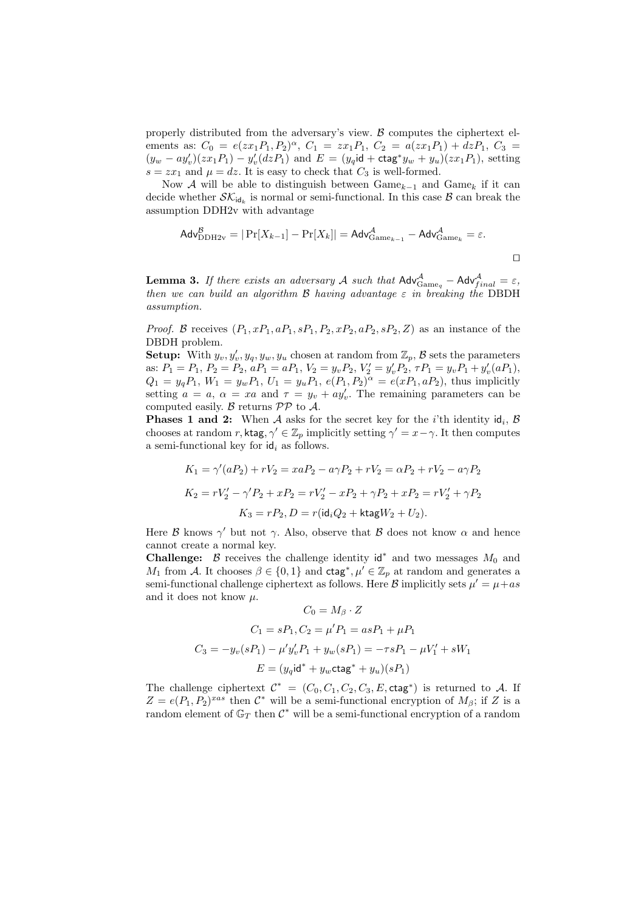properly distributed from the adversary's view. $\mathcal{B}$ computes the ciphertext elements as: $C_0 = e(zx_1P_1, P_2)^\alpha$, $C_1 = zx_1P_1$, $C_2 = a(zx_1P_1) + dzP_1$, $C_3 = (y_w - ay_v')(zx_1P_1) - y_v'(dzP_1)$ and $E = (y_q\mathsf{id} + \mathsf{ctag}^* y_w + y_u)(zx_1P_1)$, setting $s = zx_1$ and $\mu = dz$. It is easy to check that $C_3$ is well-formed.

Now $\mathcal{A}$ will be able to distinguish between $\text{Game}_{k-1}$ and $\text{Game}_k$ if it can decide whether $\mathcal{SK}_{\mathsf{id}_k}$ is normal or semi-functional. In this case $\mathcal{B}$ can break the assumption DDH2v with advantage

$$\mathsf{Adv}^{\mathcal{B}}_{\text{DDH2v}} = |\Pr[X_{k-1}] - \Pr[X_k]| = \mathsf{Adv}^{\mathcal{A}}_{\text{Game}_{k-1}} - \mathsf{Adv}^{\mathcal{A}}_{\text{Game}_k} = \varepsilon.$$

□

**Lemma 3.** *If there exists an adversary $\mathcal{A}$ such that $\mathsf{Adv}^{\mathcal{A}}_{\text{Game}_q} - \mathsf{Adv}^{\mathcal{A}}_{final} = \varepsilon$, then we can build an algorithm $\mathcal{B}$ having advantage $\varepsilon$ in breaking the* DBDH *assumption.*

*Proof.* $\mathcal{B}$ receives $(P_1, xP_1, aP_1, sP_1, P_2, xP_2, aP_2, sP_2, Z)$ as an instance of the DBDH problem.

**Setup:** With $y_v, y_v', y_q, y_w, y_u$ chosen at random from $\mathbb{Z}_p$, $\mathcal{B}$ sets the parameters as: $P_1 = P_1$, $P_2 = P_2$, $aP_1 = aP_1$, $V_2 = y_vP_2$, $V_2' = y_v'P_2$, $\tau P_1 = y_vP_1 + y_v'(aP_1)$, $Q_1 = y_qP_1$, $W_1 = y_wP_1$, $U_1 = y_uP_1$, $e(P_1, P_2)^\alpha = e(xP_1, aP_2)$, thus implicitly setting $a = a$, $\alpha = xa$ and $\tau = y_v + ay_v'$. The remaining parameters can be computed easily. $\mathcal{B}$ returns $\mathcal{PP}$ to $\mathcal{A}$.

**Phases 1 and 2:** When $\mathcal{A}$ asks for the secret key for the $i$'th identity $\mathsf{id}_i$, $\mathcal{B}$ chooses at random $r, \mathsf{ktag}, \gamma' \in \mathbb{Z}_p$ implicitly setting $\gamma' = x - \gamma$. It then computes a semi-functional key for $\mathsf{id}_i$ as follows.

$$K_1 = \gamma'(aP_2) + rV_2 = xaP_2 - a\gamma P_2 + rV_2 = \alpha P_2 + rV_2 - a\gamma P_2$$

$$K_2 = rV_2' - \gamma' P_2 + xP_2 = rV_2' - xP_2 + \gamma P_2 + xP_2 = rV_2' + \gamma P_2$$

$$K_3 = rP_2, D = r(\mathsf{id}_iQ_2 + \mathsf{ktag}W_2 + U_2).$$

Here $\mathcal{B}$ knows $\gamma'$ but not $\gamma$. Also, observe that $\mathcal{B}$ does not know $\alpha$ and hence cannot create a normal key.

**Challenge:** $\mathcal{B}$ receives the challenge identity $\mathsf{id}^*$ and two messages $M_0$ and $M_1$ from $\mathcal{A}$. It chooses $\beta \in \{0, 1\}$ and $\mathsf{ctag}^*, \mu' \in \mathbb{Z}_p$ at random and generates a semi-functional challenge ciphertext as follows. Here $\mathcal{B}$ implicitly sets $\mu' = \mu + as$ and it does not know $\mu$.

$$C_0 = M_\beta \cdot Z$$

$$C_1 = sP_1, C_2 = \mu' P_1 = asP_1 + \mu P_1$$

$$C_3 = -y_v(sP_1) - \mu' y_v' P_1 + y_w(sP_1) = -\tau sP_1 - \mu V_1' + sW_1$$

$$E = (y_q\mathsf{id}^* + y_w\mathsf{ctag}^* + y_u)(sP_1)$$

The challenge ciphertext $\mathcal{C}^* = (C_0, C_1, C_2, C_3, E, \mathsf{ctag}^*)$ is returned to $\mathcal{A}$. If $Z = e(P_1, P_2)^{xas}$ then $\mathcal{C}^*$ will be a semi-functional encryption of $M_\beta$; if $Z$ is a random element of $\mathbb{G}_T$ then $\mathcal{C}^*$ will be a semi-functional encryption of a random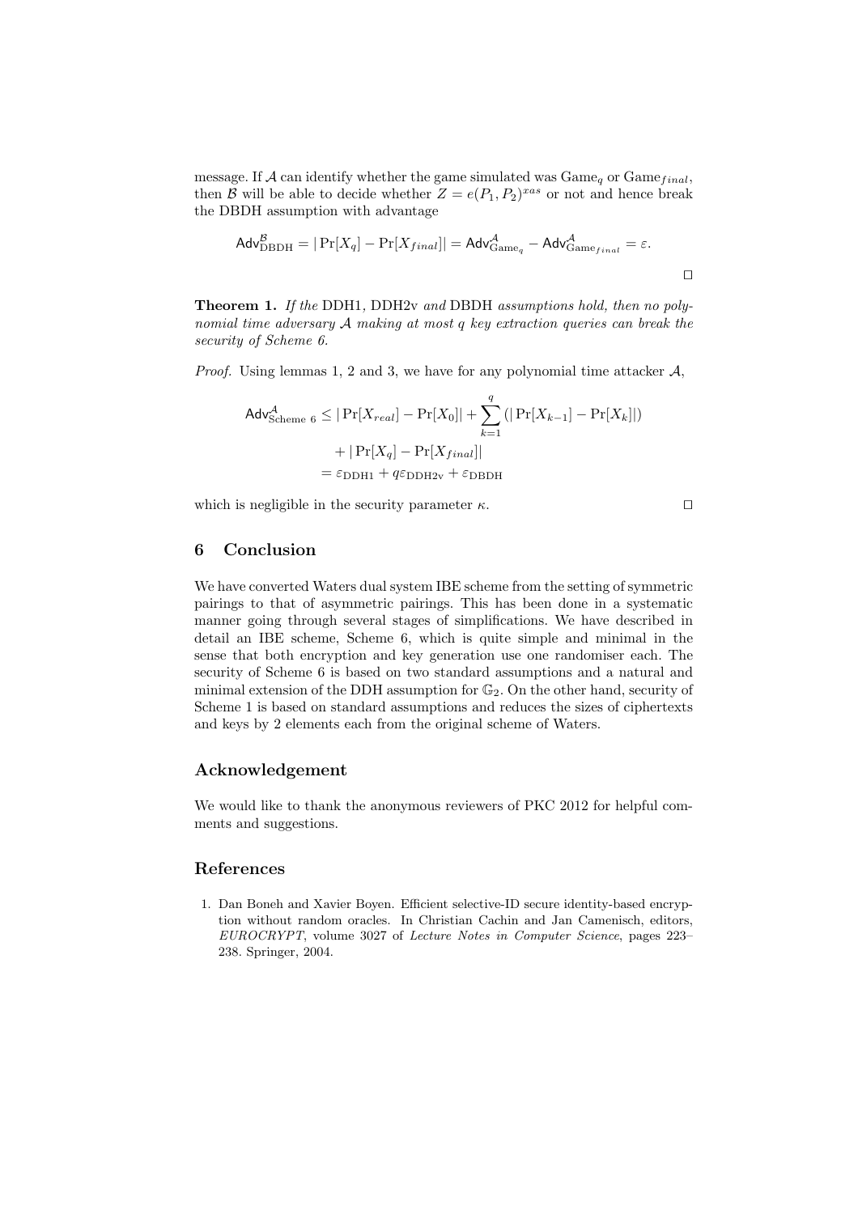message. If $\mathcal{A}$ can identify whether the game simulated was $\text{Game}_q$ or $\text{Game}_{final}$, then $\mathcal{B}$ will be able to decide whether $Z = e(P_1, P_2)^{xas}$ or not and hence break the DBDH assumption with advantage

$$\mathsf{Adv}^{\mathcal{B}}_{\text{DBDH}} = |\Pr[X_q] - \Pr[X_{final}]| = \mathsf{Adv}^{\mathcal{A}}_{\text{Game}_q} - \mathsf{Adv}^{\mathcal{A}}_{\text{Game}_{final}} = \varepsilon.$$

□

**Theorem 1.** *If the* DDH1, DDH2v *and* DBDH *assumptions hold, then no polynomial time adversary $\mathcal{A}$ making at most $q$ key extraction queries can break the security of Scheme 6.*

*Proof.* Using lemmas 1, 2 and 3, we have for any polynomial time attacker $\mathcal{A}$,

$$\begin{aligned}\mathsf{Adv}^{\mathcal{A}}_{\text{Scheme 6}} &\leq |\Pr[X_{real}] - \Pr[X_0]| + \sum_{k=1}^{q} (|\Pr[X_{k-1}] - \Pr[X_k]|) \\ &\quad + |\Pr[X_q] - \Pr[X_{final}]| \\ &= \varepsilon_{\text{DDH1}} + q\varepsilon_{\text{DDH2v}} + \varepsilon_{\text{DBDH}}\end{aligned}$$

which is negligible in the security parameter $\kappa$. □

## 6 Conclusion

We have converted Waters dual system IBE scheme from the setting of symmetric pairings to that of asymmetric pairings. This has been done in a systematic manner going through several stages of simplifications. We have described in detail an IBE scheme, Scheme 6, which is quite simple and minimal in the sense that both encryption and key generation use one randomiser each. The security of Scheme 6 is based on two standard assumptions and a natural and minimal extension of the DDH assumption for $\mathbb{G}_2$. On the other hand, security of Scheme 1 is based on standard assumptions and reduces the sizes of ciphertexts and keys by 2 elements each from the original scheme of Waters.

## Acknowledgement

We would like to thank the anonymous reviewers of PKC 2012 for helpful comments and suggestions.

## References

1. Dan Boneh and Xavier Boyen. Efficient selective-ID secure identity-based encryption without random oracles. In Christian Cachin and Jan Camenisch, editors, *EUROCRYPT*, volume 3027 of *Lecture Notes in Computer Science*, pages 223–238. Springer, 2004.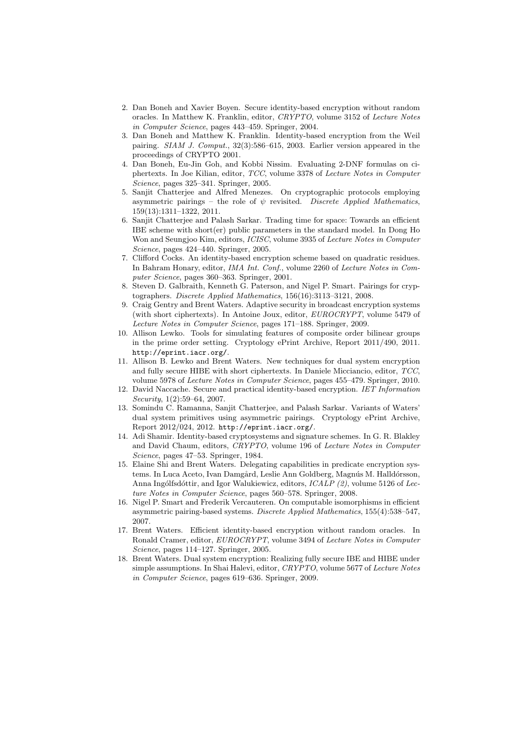2. Dan Boneh and Xavier Boyen. Secure identity-based encryption without random oracles. In Matthew K. Franklin, editor, *CRYPTO*, volume 3152 of *Lecture Notes in Computer Science*, pages 443–459. Springer, 2004.
3. Dan Boneh and Matthew K. Franklin. Identity-based encryption from the Weil pairing. *SIAM J. Comput.*, 32(3):586–615, 2003. Earlier version appeared in the proceedings of CRYPTO 2001.
4. Dan Boneh, Eu-Jin Goh, and Kobbi Nissim. Evaluating 2-DNF formulas on ciphertexts. In Joe Kilian, editor, *TCC*, volume 3378 of *Lecture Notes in Computer Science*, pages 325–341. Springer, 2005.
5. Sanjit Chatterjee and Alfred Menezes. On cryptographic protocols employing asymmetric pairings – the role of $\psi$ revisited. *Discrete Applied Mathematics*, 159(13):1311–1322, 2011.
6. Sanjit Chatterjee and Palash Sarkar. Trading time for space: Towards an efficient IBE scheme with short(er) public parameters in the standard model. In Dong Ho Won and Seungjoo Kim, editors, *ICISC*, volume 3935 of *Lecture Notes in Computer Science*, pages 424–440. Springer, 2005.
7. Clifford Cocks. An identity-based encryption scheme based on quadratic residues. In Bahram Honary, editor, *IMA Int. Conf.*, volume 2260 of *Lecture Notes in Computer Science*, pages 360–363. Springer, 2001.
8. Steven D. Galbraith, Kenneth G. Paterson, and Nigel P. Smart. Pairings for cryptographers. *Discrete Applied Mathematics*, 156(16):3113–3121, 2008.
9. Craig Gentry and Brent Waters. Adaptive security in broadcast encryption systems (with short ciphertexts). In Antoine Joux, editor, *EUROCRYPT*, volume 5479 of *Lecture Notes in Computer Science*, pages 171–188. Springer, 2009.
10. Allison Lewko. Tools for simulating features of composite order bilinear groups in the prime order setting. Cryptology ePrint Archive, Report 2011/490, 2011. `http://eprint.iacr.org/`.
11. Allison B. Lewko and Brent Waters. New techniques for dual system encryption and fully secure HIBE with short ciphertexts. In Daniele Micciancio, editor, *TCC*, volume 5978 of *Lecture Notes in Computer Science*, pages 455–479. Springer, 2010.
12. David Naccache. Secure and practical identity-based encryption. *IET Information Security*, 1(2):59–64, 2007.
13. Somindu C. Ramanna, Sanjit Chatterjee, and Palash Sarkar. Variants of Waters' dual system primitives using asymmetric pairings. Cryptology ePrint Archive, Report 2012/024, 2012. `http://eprint.iacr.org/`.
14. Adi Shamir. Identity-based cryptosystems and signature schemes. In G. R. Blakley and David Chaum, editors, *CRYPTO*, volume 196 of *Lecture Notes in Computer Science*, pages 47–53. Springer, 1984.
15. Elaine Shi and Brent Waters. Delegating capabilities in predicate encryption systems. In Luca Aceto, Ivan Damgård, Leslie Ann Goldberg, Magnús M. Halldórsson, Anna Ingólfsdóttir, and Igor Walukiewicz, editors, *ICALP (2)*, volume 5126 of *Lecture Notes in Computer Science*, pages 560–578. Springer, 2008.
16. Nigel P. Smart and Frederik Vercauteren. On computable isomorphisms in efficient asymmetric pairing-based systems. *Discrete Applied Mathematics*, 155(4):538–547, 2007.
17. Brent Waters. Efficient identity-based encryption without random oracles. In Ronald Cramer, editor, *EUROCRYPT*, volume 3494 of *Lecture Notes in Computer Science*, pages 114–127. Springer, 2005.
18. Brent Waters. Dual system encryption: Realizing fully secure IBE and HIBE under simple assumptions. In Shai Halevi, editor, *CRYPTO*, volume 5677 of *Lecture Notes in Computer Science*, pages 619–636. Springer, 2009.